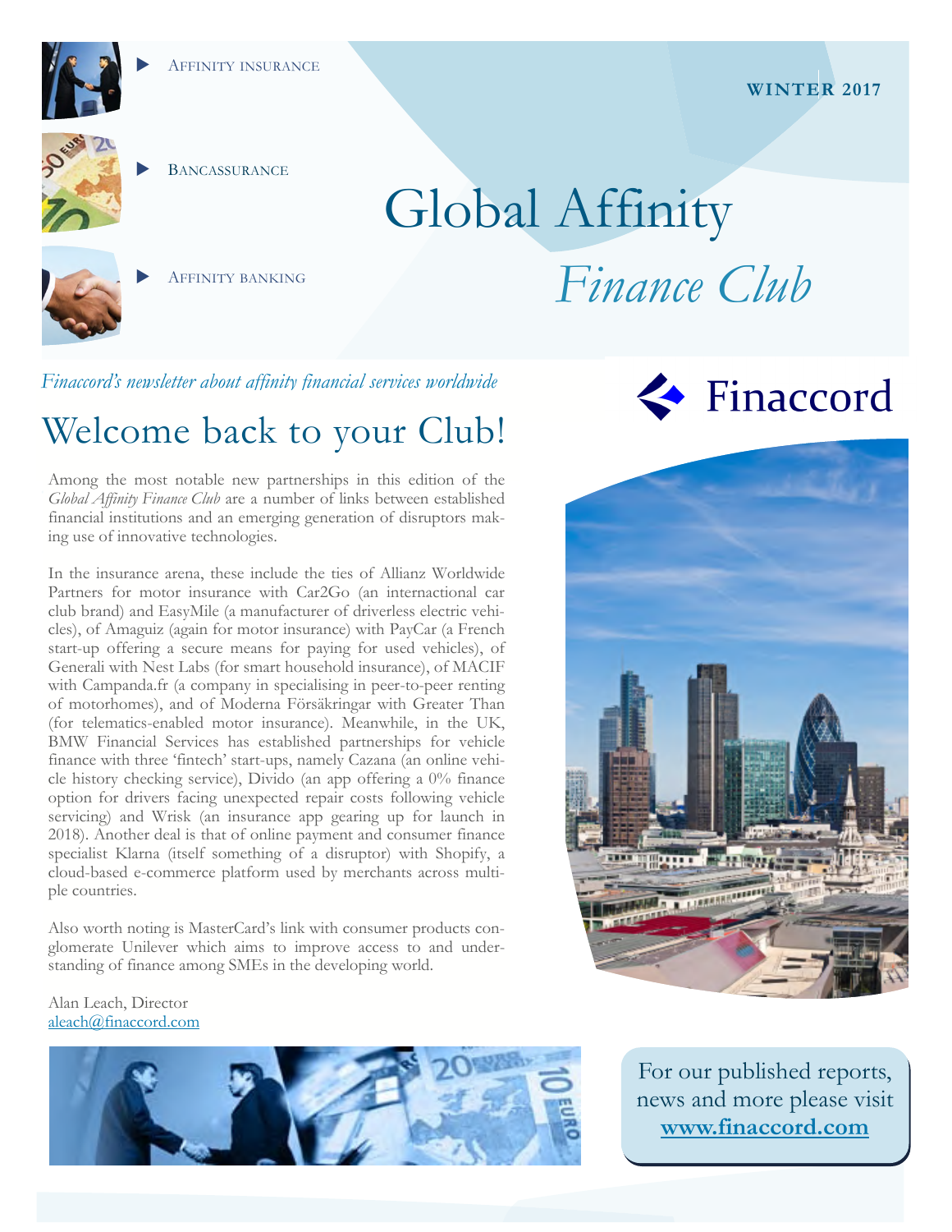- Affinity insurance
- Bancassurance
- Affinity banking

**WINTER 2017**

# Global Affinity *Finance Club*

*Finaccord's newsletter about affinity financial services worldwide*

Finaccord

## Welcome back to your Club!

Among the most notable new partnerships in this edition of the *Global Affinity Finance Club* are a number of links between established financial institutions and an emerging generation of disruptors making use of innovative technologies.

In the insurance arena, these include the ties of Allianz Worldwide Partners for motor insurance with Car2Go (an internactional car club brand) and EasyMile (a manufacturer of driverless electric vehicles), of Amaguiz (again for motor insurance) with PayCar (a French start-up offering a secure means for paying for used vehicles), of Generali with Nest Labs (for smart household insurance), of MACIF with Campanda.fr (a company in specialising in peer-to-peer renting of motorhomes), and of Moderna Försäkringar with Greater Than (for telematics-enabled motor insurance). Meanwhile, in the UK, BMW Financial Services has established partnerships for vehicle finance with three 'fintech' start-ups, namely Cazana (an online vehicle history checking service), Divido (an app offering a 0% finance option for drivers facing unexpected repair costs following vehicle servicing) and Wrisk (an insurance app gearing up for launch in 2018). Another deal is that of online payment and consumer finance specialist Klarna (itself something of a disruptor) with Shopify, a cloud-based e-commerce platform used by merchants across multiple countries.

Also worth noting is MasterCard's link with consumer products conglomerate Unilever which aims to improve access to and understanding of finance among SMEs in the developing world.

Alan Leach, Director
aleach@finaccord.com

For our published reports, news and more please visit **www.finaccord.com**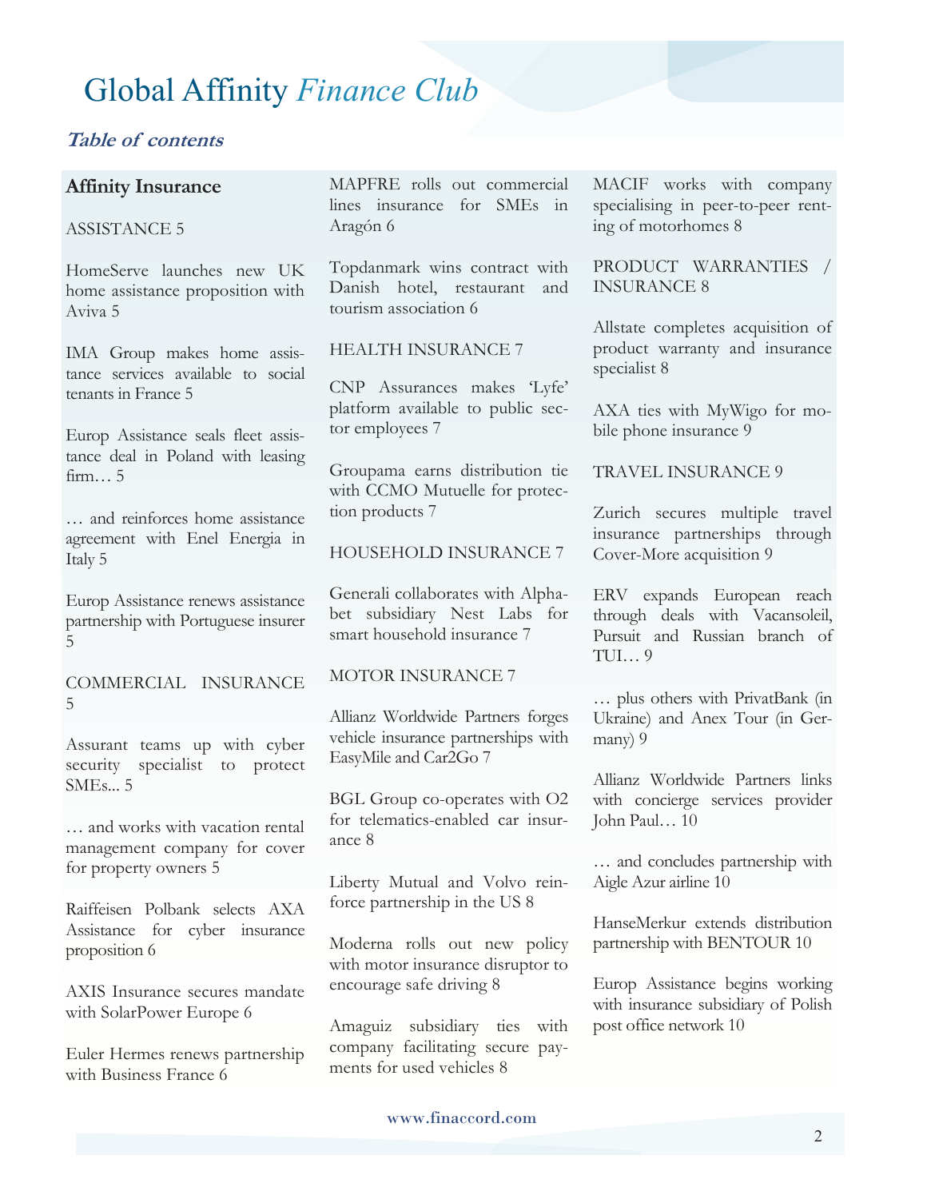# Global Affinity *Finance Club*

## *Table of contents*

**Affinity Insurance**

ASSISTANCE 5

HomeServe launches new UK home assistance proposition with Aviva 5

IMA Group makes home assistance services available to social tenants in France 5

Europ Assistance seals fleet assistance deal in Poland with leasing firm… 5

… and reinforces home assistance agreement with Enel Energia in Italy 5

Europ Assistance renews assistance partnership with Portuguese insurer 5

COMMERCIAL INSURANCE 5

Assurant teams up with cyber security specialist to protect SMEs... 5

… and works with vacation rental management company for cover for property owners 5

Raiffeisen Polbank selects AXA Assistance for cyber insurance proposition 6

AXIS Insurance secures mandate with SolarPower Europe 6

Euler Hermes renews partnership with Business France 6

MAPFRE rolls out commercial lines insurance for SMEs in Aragón 6

Topdanmark wins contract with Danish hotel, restaurant and tourism association 6

HEALTH INSURANCE 7

CNP Assurances makes 'Lyfe' platform available to public sector employees 7

Groupama earns distribution tie with CCMO Mutuelle for protection products 7

HOUSEHOLD INSURANCE 7

Generali collaborates with Alphabet subsidiary Nest Labs for smart household insurance 7

MOTOR INSURANCE 7

Allianz Worldwide Partners forges vehicle insurance partnerships with EasyMile and Car2Go 7

BGL Group co-operates with O2 for telematics-enabled car insurance 8

Liberty Mutual and Volvo reinforce partnership in the US 8

Moderna rolls out new policy with motor insurance disruptor to encourage safe driving 8

Amaguiz subsidiary ties with company facilitating secure payments for used vehicles 8

MACIF works with company specialising in peer-to-peer renting of motorhomes 8

PRODUCT WARRANTIES / INSURANCE 8

Allstate completes acquisition of product warranty and insurance specialist 8

AXA ties with MyWigo for mobile phone insurance 9

TRAVEL INSURANCE 9

Zurich secures multiple travel insurance partnerships through Cover-More acquisition 9

ERV expands European reach through deals with Vacansoleil, Pursuit and Russian branch of TUI… 9

… plus others with PrivatBank (in Ukraine) and Anex Tour (in Germany) 9

Allianz Worldwide Partners links with concierge services provider John Paul… 10

… and concludes partnership with Aigle Azur airline 10

HanseMerkur extends distribution partnership with BENTOUR 10

Europ Assistance begins working with insurance subsidiary of Polish post office network 10

www.finaccord.com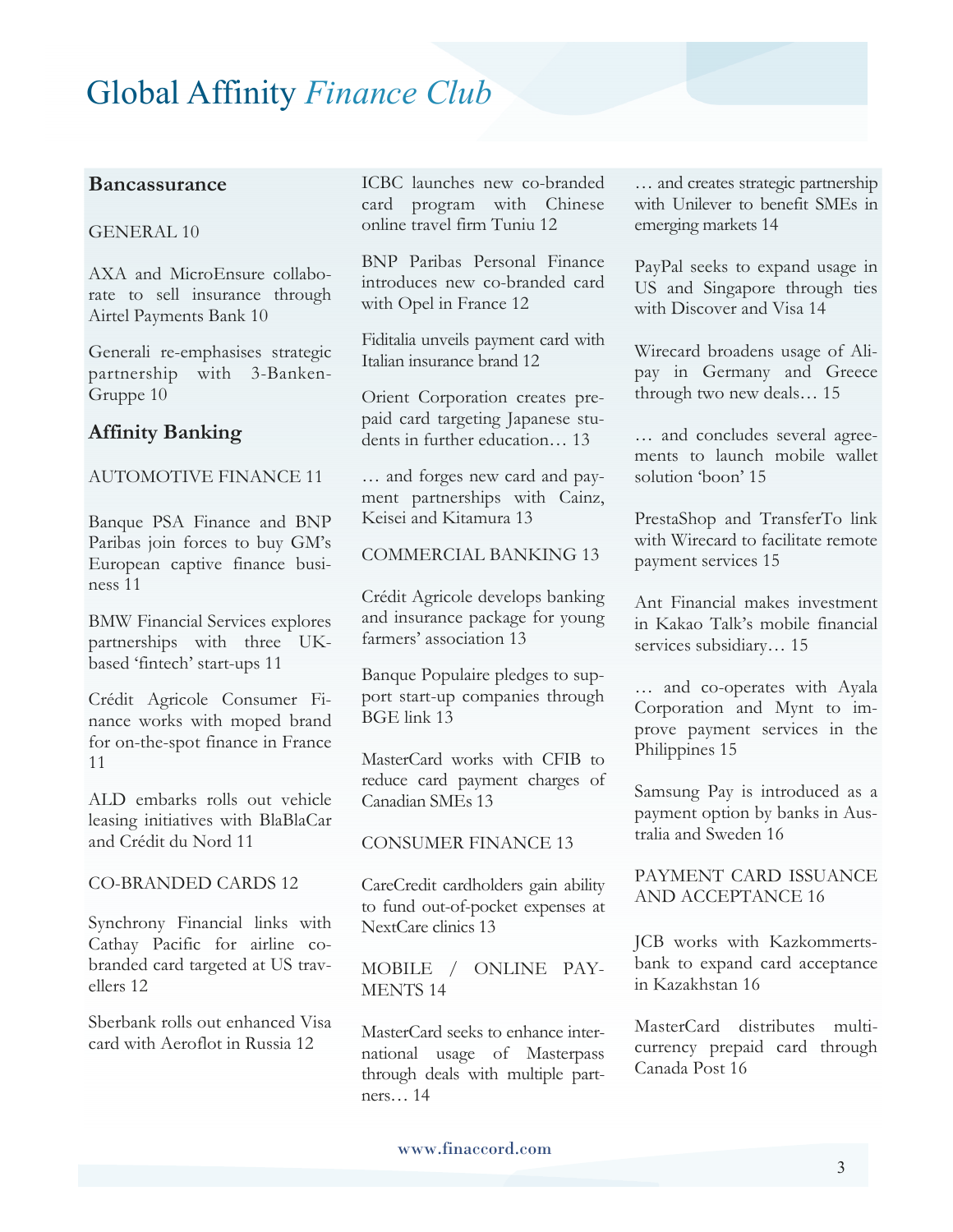# Global Affinity *Finance Club*

## Bancassurance

GENERAL 10

AXA and MicroEnsure collaborate to sell insurance through Airtel Payments Bank 10

Generali re-emphasises strategic partnership with 3-Banken-Gruppe 10

## Affinity Banking

AUTOMOTIVE FINANCE 11

Banque PSA Finance and BNP Paribas join forces to buy GM's European captive finance business 11

BMW Financial Services explores partnerships with three UK-based 'fintech' start-ups 11

Crédit Agricole Consumer Finance works with moped brand for on-the-spot finance in France 11

ALD embarks rolls out vehicle leasing initiatives with BlaBlaCar and Crédit du Nord 11

CO-BRANDED CARDS 12

Synchrony Financial links with Cathay Pacific for airline co-branded card targeted at US travellers 12

Sberbank rolls out enhanced Visa card with Aeroflot in Russia 12

ICBC launches new co-branded card program with Chinese online travel firm Tuniu 12

BNP Paribas Personal Finance introduces new co-branded card with Opel in France 12

Fiditalia unveils payment card with Italian insurance brand 12

Orient Corporation creates prepaid card targeting Japanese students in further education… 13

… and forges new card and payment partnerships with Cainz, Keisei and Kitamura 13

COMMERCIAL BANKING 13

Crédit Agricole develops banking and insurance package for young farmers' association 13

Banque Populaire pledges to support start-up companies through BGE link 13

MasterCard works with CFIB to reduce card payment charges of Canadian SMEs 13

CONSUMER FINANCE 13

CareCredit cardholders gain ability to fund out-of-pocket expenses at NextCare clinics 13

MOBILE / ONLINE PAYMENTS 14

MasterCard seeks to enhance international usage of Masterpass through deals with multiple partners… 14

… and creates strategic partnership with Unilever to benefit SMEs in emerging markets 14

PayPal seeks to expand usage in US and Singapore through ties with Discover and Visa 14

Wirecard broadens usage of Alipay in Germany and Greece through two new deals… 15

… and concludes several agreements to launch mobile wallet solution 'boon' 15

PrestaShop and TransferTo link with Wirecard to facilitate remote payment services 15

Ant Financial makes investment in Kakao Talk's mobile financial services subsidiary… 15

… and co-operates with Ayala Corporation and Mynt to improve payment services in the Philippines 15

Samsung Pay is introduced as a payment option by banks in Australia and Sweden 16

PAYMENT CARD ISSUANCE AND ACCEPTANCE 16

JCB works with Kazkommertsbank to expand card acceptance in Kazakhstan 16

MasterCard distributes multi-currency prepaid card through Canada Post 16

www.finaccord.com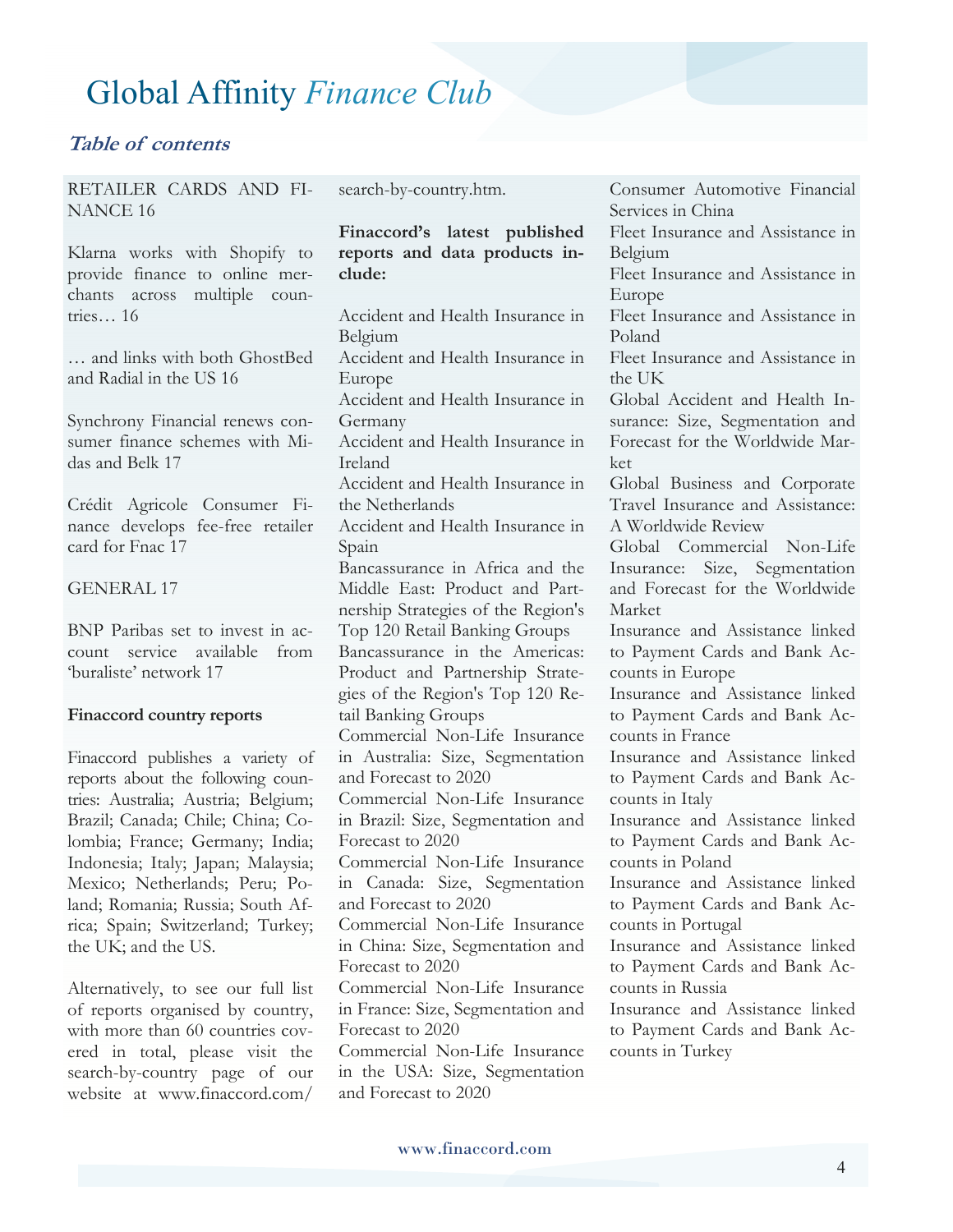# Global Affinity *Finance Club*

## *Table of contents*

RETAILER CARDS AND FINANCE 16

Klarna works with Shopify to provide finance to online merchants across multiple countries… 16

… and links with both GhostBed and Radial in the US 16

Synchrony Financial renews consumer finance schemes with Midas and Belk 17

Crédit Agricole Consumer Finance develops fee-free retailer card for Fnac 17

GENERAL 17

BNP Paribas set to invest in account service available from 'buraliste' network 17

**Finaccord country reports**

Finaccord publishes a variety of reports about the following countries: Australia; Austria; Belgium; Brazil; Canada; Chile; China; Colombia; France; Germany; India; Indonesia; Italy; Japan; Malaysia; Mexico; Netherlands; Peru; Poland; Romania; Russia; South Africa; Spain; Switzerland; Turkey; the UK; and the US.

Alternatively, to see our full list of reports organised by country, with more than 60 countries covered in total, please visit the search-by-country page of our website at www.finaccord.com/search-by-country.htm.

**Finaccord's latest published reports and data products include:**

Accident and Health Insurance in Belgium
Accident and Health Insurance in Europe
Accident and Health Insurance in Germany
Accident and Health Insurance in Ireland
Accident and Health Insurance in the Netherlands
Accident and Health Insurance in Spain
Bancassurance in Africa and the Middle East: Product and Partnership Strategies of the Region's Top 120 Retail Banking Groups
Bancassurance in the Americas: Product and Partnership Strategies of the Region's Top 120 Retail Banking Groups
Commercial Non-Life Insurance in Australia: Size, Segmentation and Forecast to 2020
Commercial Non-Life Insurance in Brazil: Size, Segmentation and Forecast to 2020
Commercial Non-Life Insurance in Canada: Size, Segmentation and Forecast to 2020
Commercial Non-Life Insurance in China: Size, Segmentation and Forecast to 2020
Commercial Non-Life Insurance in France: Size, Segmentation and Forecast to 2020
Commercial Non-Life Insurance in the USA: Size, Segmentation and Forecast to 2020
Consumer Automotive Financial Services in China
Fleet Insurance and Assistance in Belgium
Fleet Insurance and Assistance in Europe
Fleet Insurance and Assistance in Poland
Fleet Insurance and Assistance in the UK
Global Accident and Health Insurance: Size, Segmentation and Forecast for the Worldwide Market
Global Business and Corporate Travel Insurance and Assistance: A Worldwide Review
Global Commercial Non-Life Insurance: Size, Segmentation and Forecast for the Worldwide Market
Insurance and Assistance linked to Payment Cards and Bank Accounts in Europe
Insurance and Assistance linked to Payment Cards and Bank Accounts in France
Insurance and Assistance linked to Payment Cards and Bank Accounts in Italy
Insurance and Assistance linked to Payment Cards and Bank Accounts in Poland
Insurance and Assistance linked to Payment Cards and Bank Accounts in Portugal
Insurance and Assistance linked to Payment Cards and Bank Accounts in Russia
Insurance and Assistance linked to Payment Cards and Bank Accounts in Turkey

www.finaccord.com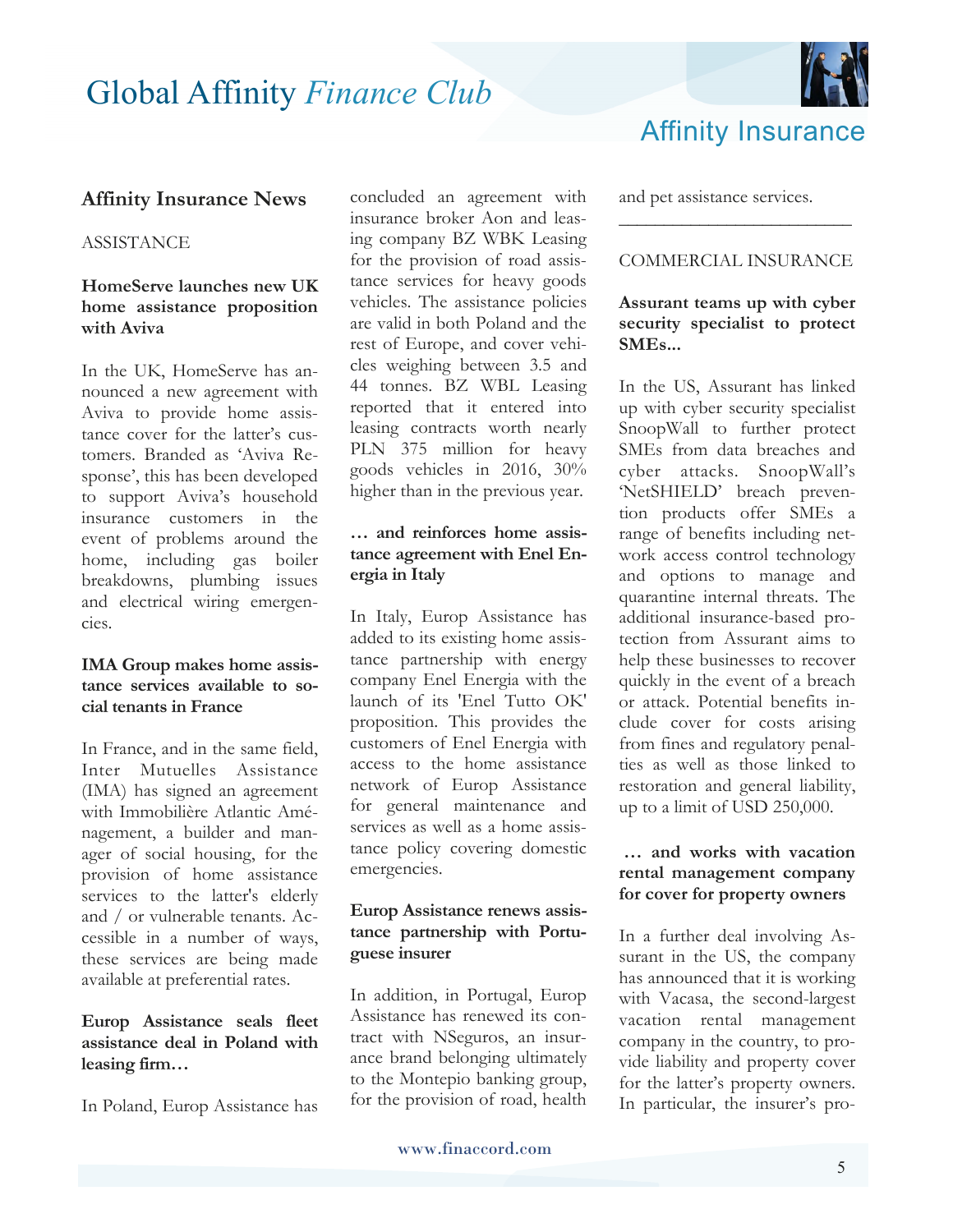## Affinity Insurance News

ASSISTANCE

**HomeServe launches new UK home assistance proposition with Aviva**

In the UK, HomeServe has announced a new agreement with Aviva to provide home assistance cover for the latter's customers. Branded as 'Aviva Response', this has been developed to support Aviva's household insurance customers in the event of problems around the home, including gas boiler breakdowns, plumbing issues and electrical wiring emergencies.

**IMA Group makes home assistance services available to social tenants in France**

In France, and in the same field, Inter Mutuelles Assistance (IMA) has signed an agreement with Immobilière Atlantic Aménagement, a builder and manager of social housing, for the provision of home assistance services to the latter's elderly and / or vulnerable tenants. Accessible in a number of ways, these services are being made available at preferential rates.

**Europ Assistance seals fleet assistance deal in Poland with leasing firm…**

In Poland, Europ Assistance has concluded an agreement with insurance broker Aon and leasing company BZ WBK Leasing for the provision of road assistance services for heavy goods vehicles. The assistance policies are valid in both Poland and the rest of Europe, and cover vehicles weighing between 3.5 and 44 tonnes. BZ WBL Leasing reported that it entered into leasing contracts worth nearly PLN 375 million for heavy goods vehicles in 2016, 30% higher than in the previous year.

**… and reinforces home assistance agreement with Enel Energia in Italy**

In Italy, Europ Assistance has added to its existing home assistance partnership with energy company Enel Energia with the launch of its 'Enel Tutto OK' proposition. This provides the customers of Enel Energia with access to the home assistance network of Europ Assistance for general maintenance and services as well as a home assistance policy covering domestic emergencies.

**Europ Assistance renews assistance partnership with Portuguese insurer**

In addition, in Portugal, Europ Assistance has renewed its contract with NSeguros, an insurance brand belonging ultimately to the Montepio banking group, for the provision of road, health and pet assistance services.

---

COMMERCIAL INSURANCE

**Assurant teams up with cyber security specialist to protect SMEs...**

In the US, Assurant has linked up with cyber security specialist SnoopWall to further protect SMEs from data breaches and cyber attacks. SnoopWall's 'NetSHIELD' breach prevention products offer SMEs a range of benefits including network access control technology and options to manage and quarantine internal threats. The additional insurance-based protection from Assurant aims to help these businesses to recover quickly in the event of a breach or attack. Potential benefits include cover for costs arising from fines and regulatory penalties as well as those linked to restoration and general liability, up to a limit of USD 250,000.

**… and works with vacation rental management company for cover for property owners**

In a further deal involving Assurant in the US, the company has announced that it is working with Vacasa, the second-largest vacation rental management company in the country, to provide liability and property cover for the latter's property owners. In particular, the insurer's pro-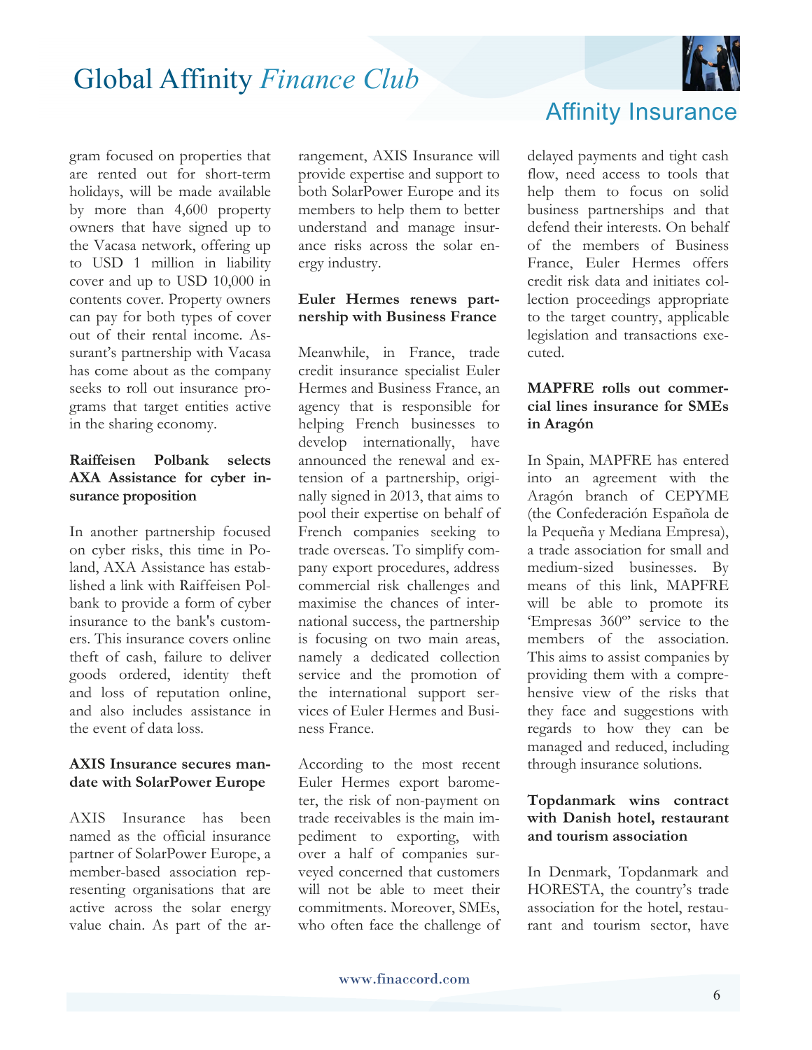gram focused on properties that are rented out for short-term holidays, will be made available by more than 4,600 property owners that have signed up to the Vacasa network, offering up to USD 1 million in liability cover and up to USD 10,000 in contents cover. Property owners can pay for both types of cover out of their rental income. Assurant's partnership with Vacasa has come about as the company seeks to roll out insurance programs that target entities active in the sharing economy.

**Raiffeisen Polbank selects AXA Assistance for cyber insurance proposition**

In another partnership focused on cyber risks, this time in Poland, AXA Assistance has established a link with Raiffeisen Polbank to provide a form of cyber insurance to the bank's customers. This insurance covers online theft of cash, failure to deliver goods ordered, identity theft and loss of reputation online, and also includes assistance in the event of data loss.

**AXIS Insurance secures mandate with SolarPower Europe**

AXIS Insurance has been named as the official insurance partner of SolarPower Europe, a member-based association representing organisations that are active across the solar energy value chain. As part of the arrangement, AXIS Insurance will provide expertise and support to both SolarPower Europe and its members to help them to better understand and manage insurance risks across the solar energy industry.

**Euler Hermes renews partnership with Business France**

Meanwhile, in France, trade credit insurance specialist Euler Hermes and Business France, an agency that is responsible for helping French businesses to develop internationally, have announced the renewal and extension of a partnership, originally signed in 2013, that aims to pool their expertise on behalf of French companies seeking to trade overseas. To simplify company export procedures, address commercial risk challenges and maximise the chances of international success, the partnership is focusing on two main areas, namely a dedicated collection service and the promotion of the international support services of Euler Hermes and Business France.

According to the most recent Euler Hermes export barometer, the risk of non-payment on trade receivables is the main impediment to exporting, with over a half of companies surveyed concerned that customers will not be able to meet their commitments. Moreover, SMEs, who often face the challenge of delayed payments and tight cash flow, need access to tools that help them to focus on solid business partnerships and that defend their interests. On behalf of the members of Business France, Euler Hermes offers credit risk data and initiates collection proceedings appropriate to the target country, applicable legislation and transactions executed.

**MAPFRE rolls out commercial lines insurance for SMEs in Aragón**

In Spain, MAPFRE has entered into an agreement with the Aragón branch of CEPYME (the Confederación Española de la Pequeña y Mediana Empresa), a trade association for small and medium-sized businesses. By means of this link, MAPFRE will be able to promote its 'Empresas 360º' service to the members of the association. This aims to assist companies by providing them with a comprehensive view of the risks that they face and suggestions with regards to how they can be managed and reduced, including through insurance solutions.

**Topdanmark wins contract with Danish hotel, restaurant and tourism association**

In Denmark, Topdanmark and HORESTA, the country's trade association for the hotel, restaurant and tourism sector, have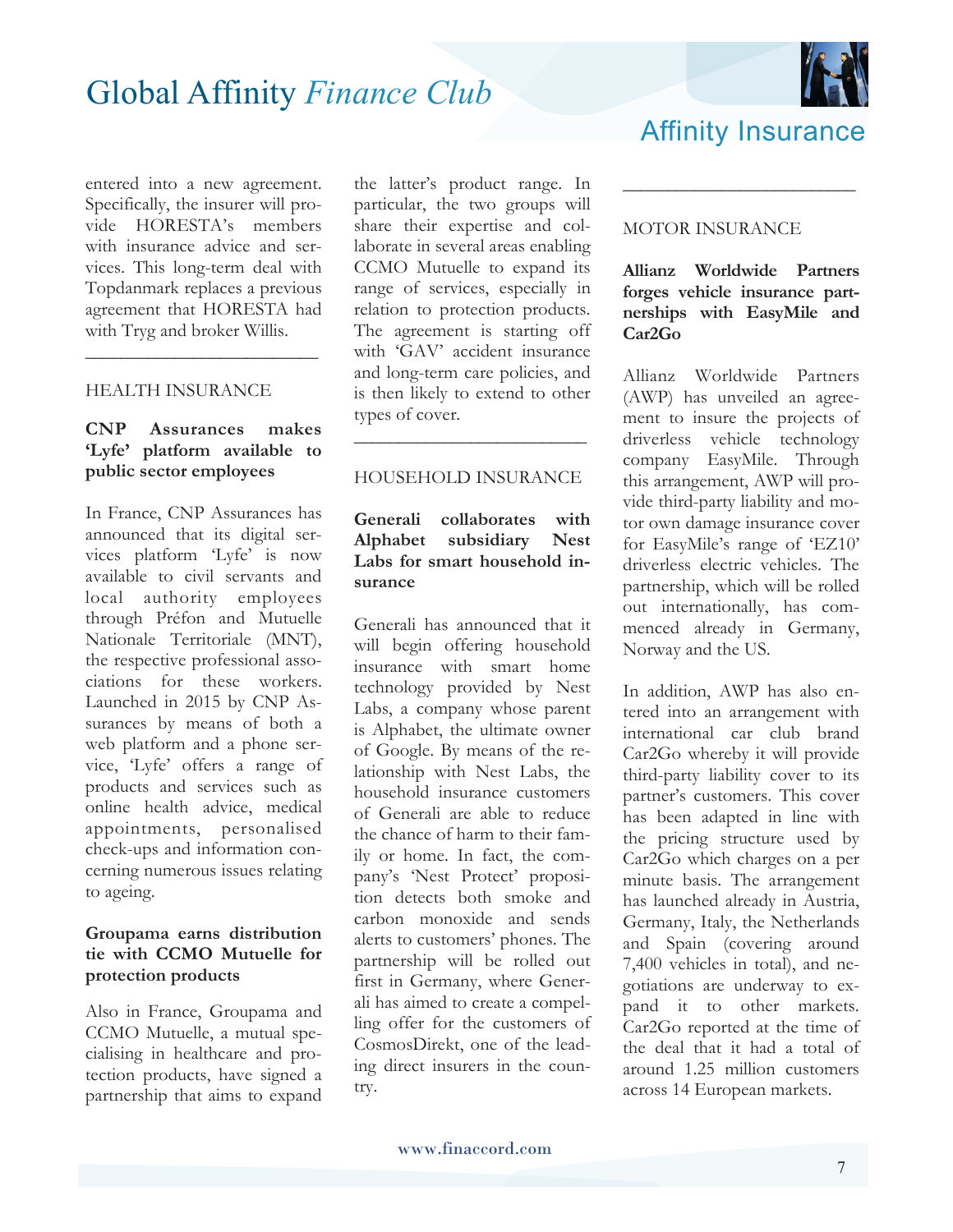entered into a new agreement. Specifically, the insurer will provide HORESTA's members with insurance advice and services. This long-term deal with Topdanmark replaces a previous agreement that HORESTA had with Tryg and broker Willis.

---

HEALTH INSURANCE

**CNP Assurances makes 'Lyfe' platform available to public sector employees**

In France, CNP Assurances has announced that its digital services platform 'Lyfe' is now available to civil servants and local authority employees through Préfon and Mutuelle Nationale Territoriale (MNT), the respective professional associations for these workers. Launched in 2015 by CNP Assurances by means of both a web platform and a phone service, 'Lyfe' offers a range of products and services such as online health advice, medical appointments, personalised check-ups and information concerning numerous issues relating to ageing.

**Groupama earns distribution tie with CCMO Mutuelle for protection products**

Also in France, Groupama and CCMO Mutuelle, a mutual specialising in healthcare and protection products, have signed a partnership that aims to expand the latter's product range. In particular, the two groups will share their expertise and collaborate in several areas enabling CCMO Mutuelle to expand its range of services, especially in relation to protection products. The agreement is starting off with 'GAV' accident insurance and long-term care policies, and is then likely to extend to other types of cover.

---

HOUSEHOLD INSURANCE

**Generali collaborates with Alphabet subsidiary Nest Labs for smart household insurance**

Generali has announced that it will begin offering household insurance with smart home technology provided by Nest Labs, a company whose parent is Alphabet, the ultimate owner of Google. By means of the relationship with Nest Labs, the household insurance customers of Generali are able to reduce the chance of harm to their family or home. In fact, the company's 'Nest Protect' proposition detects both smoke and carbon monoxide and sends alerts to customers' phones. The partnership will be rolled out first in Germany, where Generali has aimed to create a compelling offer for the customers of CosmosDirekt, one of the leading direct insurers in the country.

---

MOTOR INSURANCE

**Allianz Worldwide Partners forges vehicle insurance partnerships with EasyMile and Car2Go**

Allianz Worldwide Partners (AWP) has unveiled an agreement to insure the projects of driverless vehicle technology company EasyMile. Through this arrangement, AWP will provide third-party liability and motor own damage insurance cover for EasyMile's range of 'EZ10' driverless electric vehicles. The partnership, which will be rolled out internationally, has commenced already in Germany, Norway and the US.

In addition, AWP has also entered into an arrangement with international car club brand Car2Go whereby it will provide third-party liability cover to its partner's customers. This cover has been adapted in line with the pricing structure used by Car2Go which charges on a per minute basis. The arrangement has launched already in Austria, Germany, Italy, the Netherlands and Spain (covering around 7,400 vehicles in total), and negotiations are underway to expand it to other markets. Car2Go reported at the time of the deal that it had a total of around 1.25 million customers across 14 European markets.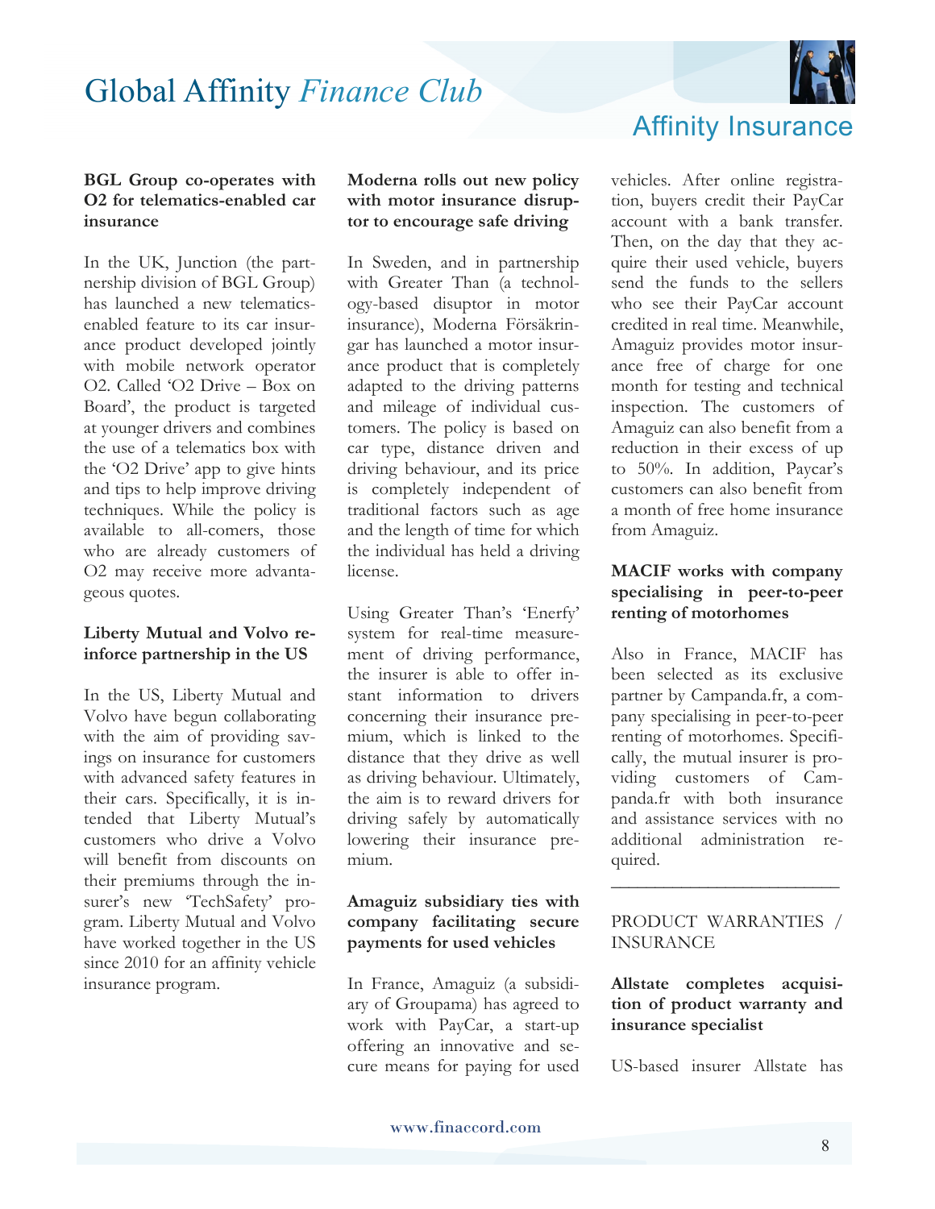## Affinity Insurance

### BGL Group co-operates with O2 for telematics-enabled car insurance

In the UK, Junction (the partnership division of BGL Group) has launched a new telematics-enabled feature to its car insurance product developed jointly with mobile network operator O2. Called 'O2 Drive – Box on Board', the product is targeted at younger drivers and combines the use of a telematics box with the 'O2 Drive' app to give hints and tips to help improve driving techniques. While the policy is available to all-comers, those who are already customers of O2 may receive more advantageous quotes.

### Liberty Mutual and Volvo reinforce partnership in the US

In the US, Liberty Mutual and Volvo have begun collaborating with the aim of providing savings on insurance for customers with advanced safety features in their cars. Specifically, it is intended that Liberty Mutual's customers who drive a Volvo will benefit from discounts on their premiums through the insurer's new 'TechSafety' program. Liberty Mutual and Volvo have worked together in the US since 2010 for an affinity vehicle insurance program.

### Moderna rolls out new policy with motor insurance disruptor to encourage safe driving

In Sweden, and in partnership with Greater Than (a technology-based disuptor in motor insurance), Moderna Försäkringar has launched a motor insurance product that is completely adapted to the driving patterns and mileage of individual customers. The policy is based on car type, distance driven and driving behaviour, and its price is completely independent of traditional factors such as age and the length of time for which the individual has held a driving license.

Using Greater Than's 'Enerfy' system for real-time measurement of driving performance, the insurer is able to offer instant information to drivers concerning their insurance premium, which is linked to the distance that they drive as well as driving behaviour. Ultimately, the aim is to reward drivers for driving safely by automatically lowering their insurance premium.

### Amaguiz subsidiary ties with company facilitating secure payments for used vehicles

In France, Amaguiz (a subsidiary of Groupama) has agreed to work with PayCar, a start-up offering an innovative and secure means for paying for used vehicles. After online registration, buyers credit their PayCar account with a bank transfer. Then, on the day that they acquire their used vehicle, buyers send the funds to the sellers who see their PayCar account credited in real time. Meanwhile, Amaguiz provides motor insurance free of charge for one month for testing and technical inspection. The customers of Amaguiz can also benefit from a reduction in their excess of up to 50%. In addition, Paycar's customers can also benefit from a month of free home insurance from Amaguiz.

### MACIF works with company specialising in peer-to-peer renting of motorhomes

Also in France, MACIF has been selected as its exclusive partner by Campanda.fr, a company specialising in peer-to-peer renting of motorhomes. Specifically, the mutual insurer is providing customers of Campanda.fr with both insurance and assistance services with no additional administration required.

---

PRODUCT WARRANTIES / INSURANCE

### Allstate completes acquisition of product warranty and insurance specialist

US-based insurer Allstate has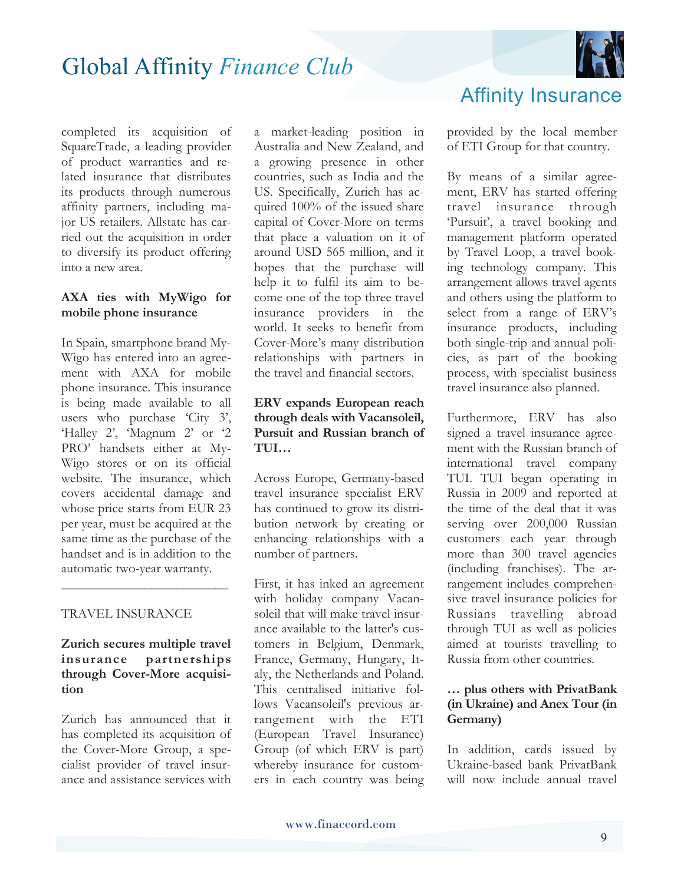completed its acquisition of SquareTrade, a leading provider of product warranties and related insurance that distributes its products through numerous affinity partners, including major US retailers. Allstate has carried out the acquisition in order to diversify its product offering into a new area.

**AXA ties with MyWigo for mobile phone insurance**

In Spain, smartphone brand MyWigo has entered into an agreement with AXA for mobile phone insurance. This insurance is being made available to all users who purchase 'City 3', 'Halley 2', 'Magnum 2' or '2 PRO' handsets either at MyWigo stores or on its official website. The insurance, which covers accidental damage and whose price starts from EUR 23 per year, must be acquired at the same time as the purchase of the handset and is in addition to the automatic two-year warranty.

---

TRAVEL INSURANCE

**Zurich secures multiple travel insurance partnerships through Cover-More acquisition**

Zurich has announced that it has completed its acquisition of the Cover-More Group, a specialist provider of travel insurance and assistance services with a market-leading position in Australia and New Zealand, and a growing presence in other countries, such as India and the US. Specifically, Zurich has acquired 100% of the issued share capital of Cover-More on terms that place a valuation on it of around USD 565 million, and it hopes that the purchase will help it to fulfil its aim to become one of the top three travel insurance providers in the world. It seeks to benefit from Cover-More's many distribution relationships with partners in the travel and financial sectors.

**ERV expands European reach through deals with Vacansoleil, Pursuit and Russian branch of TUI…**

Across Europe, Germany-based travel insurance specialist ERV has continued to grow its distribution network by creating or enhancing relationships with a number of partners.

First, it has inked an agreement with holiday company Vacansoleil that will make travel insurance available to the latter's customers in Belgium, Denmark, France, Germany, Hungary, Italy, the Netherlands and Poland. This centralised initiative follows Vacansoleil's previous arrangement with the ETI (European Travel Insurance) Group (of which ERV is part) whereby insurance for customers in each country was being provided by the local member of ETI Group for that country.

By means of a similar agreement, ERV has started offering travel insurance through 'Pursuit', a travel booking and management platform operated by Travel Loop, a travel booking technology company. This arrangement allows travel agents and others using the platform to select from a range of ERV's insurance products, including both single-trip and annual policies, as part of the booking process, with specialist business travel insurance also planned.

Furthermore, ERV has also signed a travel insurance agreement with the Russian branch of international travel company TUI. TUI began operating in Russia in 2009 and reported at the time of the deal that it was serving over 200,000 Russian customers each year through more than 300 travel agencies (including franchises). The arrangement includes comprehensive travel insurance policies for Russians travelling abroad through TUI as well as policies aimed at tourists travelling to Russia from other countries.

**… plus others with PrivatBank (in Ukraine) and Anex Tour (in Germany)**

In addition, cards issued by Ukraine-based bank PrivatBank will now include annual travel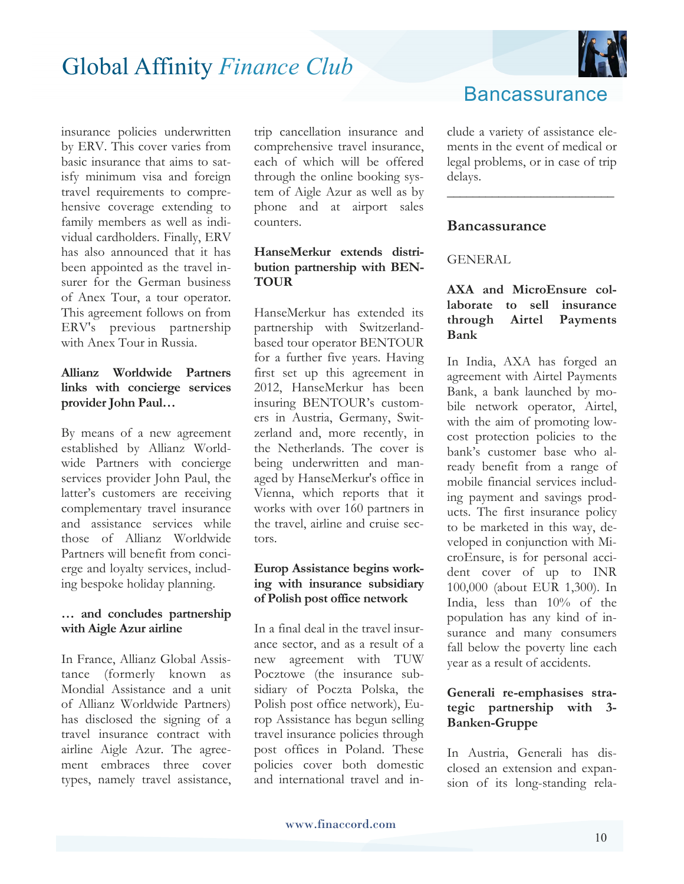insurance policies underwritten by ERV. This cover varies from basic insurance that aims to satisfy minimum visa and foreign travel requirements to comprehensive coverage extending to family members as well as individual cardholders. Finally, ERV has also announced that it has been appointed as the travel insurer for the German business of Anex Tour, a tour operator. This agreement follows on from ERV's previous partnership with Anex Tour in Russia.

**Allianz Worldwide Partners links with concierge services provider John Paul…**

By means of a new agreement established by Allianz Worldwide Partners with concierge services provider John Paul, the latter's customers are receiving complementary travel insurance and assistance services while those of Allianz Worldwide Partners will benefit from concierge and loyalty services, including bespoke holiday planning.

**… and concludes partnership with Aigle Azur airline**

In France, Allianz Global Assistance (formerly known as Mondial Assistance and a unit of Allianz Worldwide Partners) has disclosed the signing of a travel insurance contract with airline Aigle Azur. The agreement embraces three cover types, namely travel assistance, trip cancellation insurance and comprehensive travel insurance, each of which will be offered through the online booking system of Aigle Azur as well as by phone and at airport sales counters.

**HanseMerkur extends distribution partnership with BENTOUR**

HanseMerkur has extended its partnership with Switzerland-based tour operator BENTOUR for a further five years. Having first set up this agreement in 2012, HanseMerkur has been insuring BENTOUR's customers in Austria, Germany, Switzerland and, more recently, in the Netherlands. The cover is being underwritten and managed by HanseMerkur's office in Vienna, which reports that it works with over 160 partners in the travel, airline and cruise sectors.

**Europ Assistance begins working with insurance subsidiary of Polish post office network**

In a final deal in the travel insurance sector, and as a result of a new agreement with TUW Pocztowe (the insurance subsidiary of Poczta Polska, the Polish post office network), Europ Assistance has begun selling travel insurance policies through post offices in Poland. These policies cover both domestic and international travel and include a variety of assistance elements in the event of medical or legal problems, or in case of trip delays.

---

## Bancassurance

GENERAL

**AXA and MicroEnsure collaborate to sell insurance through Airtel Payments Bank**

In India, AXA has forged an agreement with Airtel Payments Bank, a bank launched by mobile network operator, Airtel, with the aim of promoting low-cost protection policies to the bank's customer base who already benefit from a range of mobile financial services including payment and savings products. The first insurance policy to be marketed in this way, developed in conjunction with MicroEnsure, is for personal accident cover of up to INR 100,000 (about EUR 1,300). In India, less than 10% of the population has any kind of insurance and many consumers fall below the poverty line each year as a result of accidents.

**Generali re-emphasises strategic partnership with 3-Banken-Gruppe**

In Austria, Generali has disclosed an extension and expansion of its long-standing rela-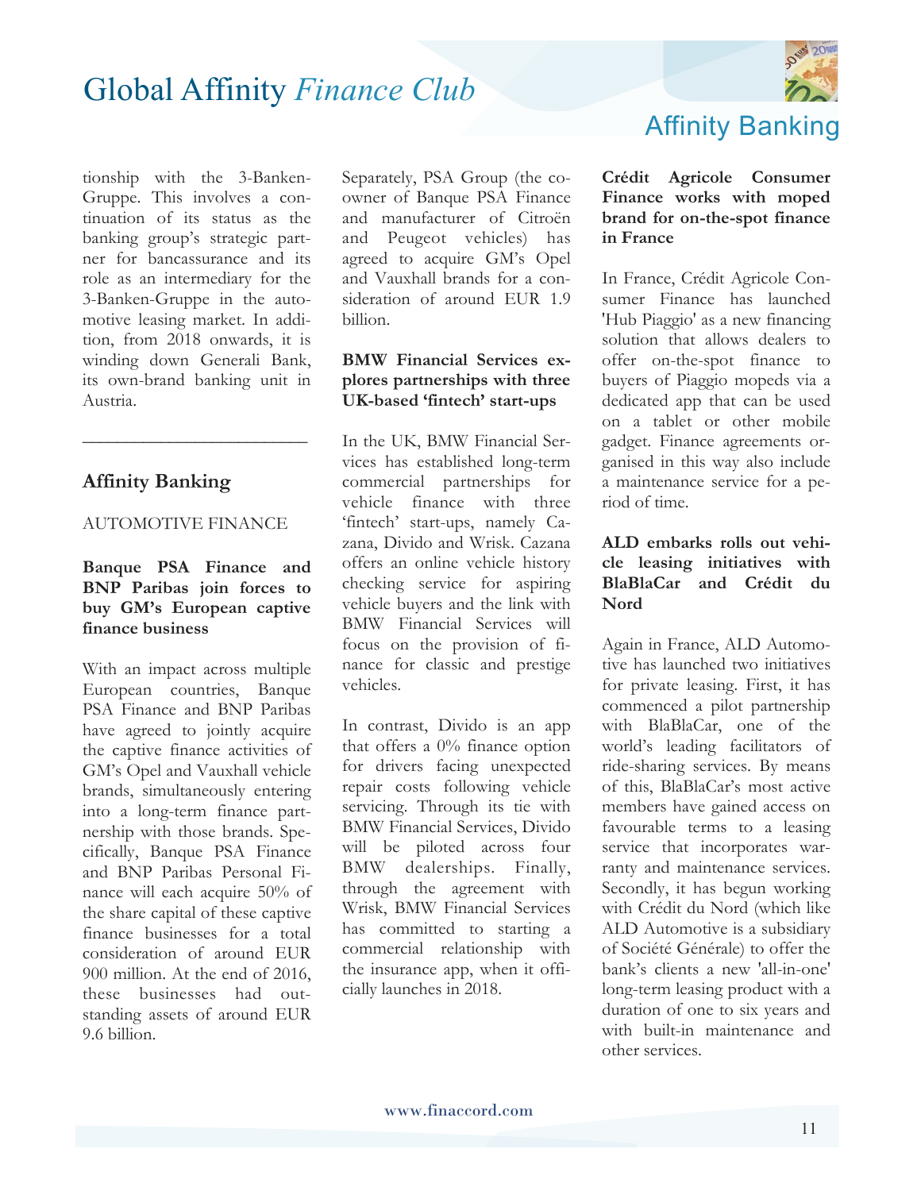tionship with the 3-Banken-Gruppe. This involves a continuation of its status as the banking group's strategic partner for bancassurance and its role as an intermediary for the 3-Banken-Gruppe in the automotive leasing market. In addition, from 2018 onwards, it is winding down Generali Bank, its own-brand banking unit in Austria.

---

## Affinity Banking

AUTOMOTIVE FINANCE

**Banque PSA Finance and BNP Paribas join forces to buy GM's European captive finance business**

With an impact across multiple European countries, Banque PSA Finance and BNP Paribas have agreed to jointly acquire the captive finance activities of GM's Opel and Vauxhall vehicle brands, simultaneously entering into a long-term finance partnership with those brands. Specifically, Banque PSA Finance and BNP Paribas Personal Finance will each acquire 50% of the share capital of these captive finance businesses for a total consideration of around EUR 900 million. At the end of 2016, these businesses had outstanding assets of around EUR 9.6 billion.

Separately, PSA Group (the co-owner of Banque PSA Finance and manufacturer of Citroën and Peugeot vehicles) has agreed to acquire GM's Opel and Vauxhall brands for a consideration of around EUR 1.9 billion.

**BMW Financial Services explores partnerships with three UK-based 'fintech' start-ups**

In the UK, BMW Financial Services has established long-term commercial partnerships for vehicle finance with three 'fintech' start-ups, namely Cazana, Divido and Wrisk. Cazana offers an online vehicle history checking service for aspiring vehicle buyers and the link with BMW Financial Services will focus on the provision of finance for classic and prestige vehicles.

In contrast, Divido is an app that offers a 0% finance option for drivers facing unexpected repair costs following vehicle servicing. Through its tie with BMW Financial Services, Divido will be piloted across four BMW dealerships. Finally, through the agreement with Wrisk, BMW Financial Services has committed to starting a commercial relationship with the insurance app, when it officially launches in 2018.

**Crédit Agricole Consumer Finance works with moped brand for on-the-spot finance in France**

In France, Crédit Agricole Consumer Finance has launched 'Hub Piaggio' as a new financing solution that allows dealers to offer on-the-spot finance to buyers of Piaggio mopeds via a dedicated app that can be used on a tablet or other mobile gadget. Finance agreements organised in this way also include a maintenance service for a period of time.

**ALD embarks rolls out vehicle leasing initiatives with BlaBlaCar and Crédit du Nord**

Again in France, ALD Automotive has launched two initiatives for private leasing. First, it has commenced a pilot partnership with BlaBlaCar, one of the world's leading facilitators of ride-sharing services. By means of this, BlaBlaCar's most active members have gained access on favourable terms to a leasing service that incorporates warranty and maintenance services. Secondly, it has begun working with Crédit du Nord (which like ALD Automotive is a subsidiary of Société Générale) to offer the bank's clients a new 'all-in-one' long-term leasing product with a duration of one to six years and with built-in maintenance and other services.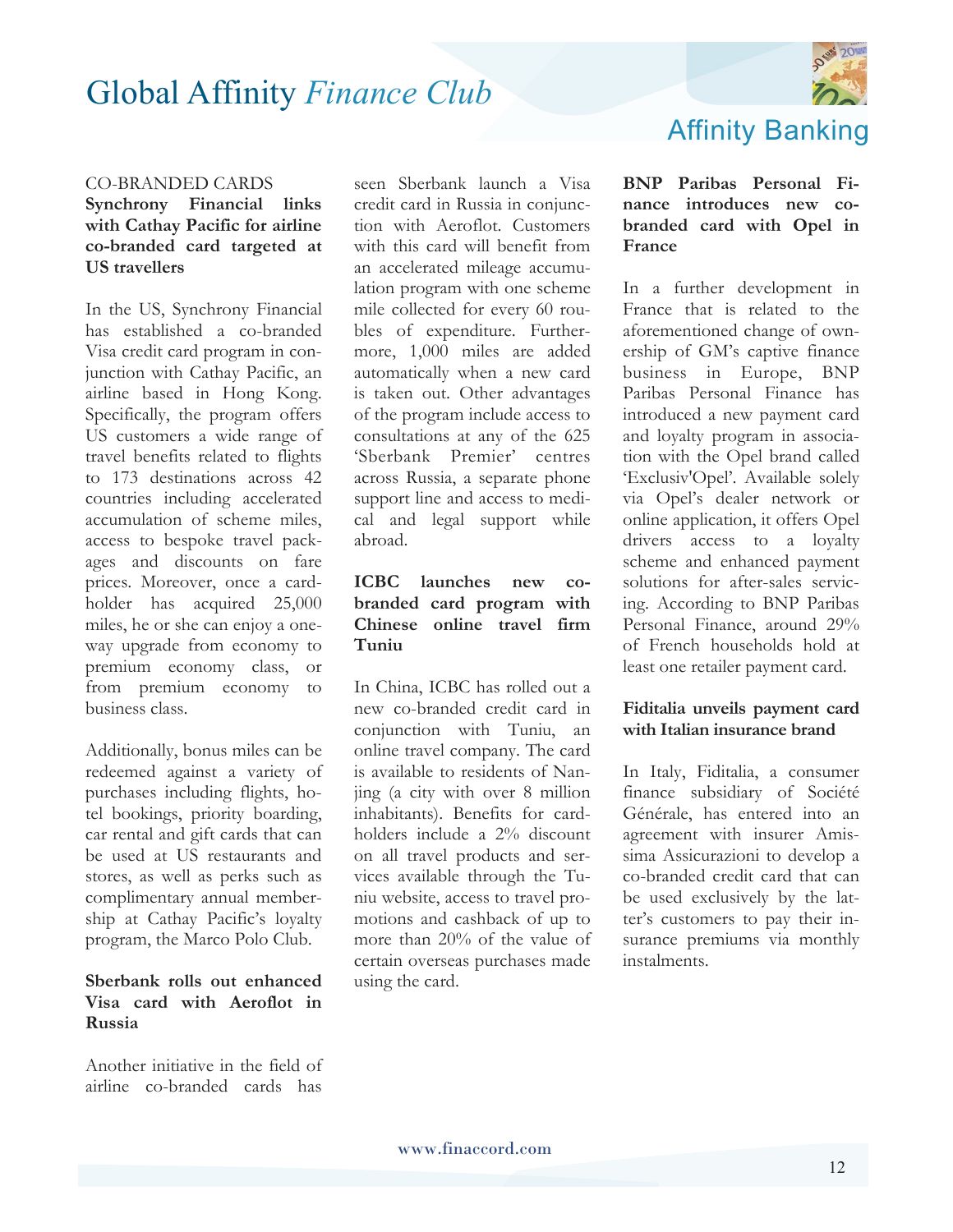CO-BRANDED CARDS

**Synchrony Financial links with Cathay Pacific for airline co-branded card targeted at US travellers**

In the US, Synchrony Financial has established a co-branded Visa credit card program in conjunction with Cathay Pacific, an airline based in Hong Kong. Specifically, the program offers US customers a wide range of travel benefits related to flights to 173 destinations across 42 countries including accelerated accumulation of scheme miles, access to bespoke travel packages and discounts on fare prices. Moreover, once a cardholder has acquired 25,000 miles, he or she can enjoy a one-way upgrade from economy to premium economy class, or from premium economy to business class.

Additionally, bonus miles can be redeemed against a variety of purchases including flights, hotel bookings, priority boarding, car rental and gift cards that can be used at US restaurants and stores, as well as perks such as complimentary annual membership at Cathay Pacific's loyalty program, the Marco Polo Club.

**Sberbank rolls out enhanced Visa card with Aeroflot in Russia**

Another initiative in the field of airline co-branded cards has seen Sberbank launch a Visa credit card in Russia in conjunction with Aeroflot. Customers with this card will benefit from an accelerated mileage accumulation program with one scheme mile collected for every 60 roubles of expenditure. Furthermore, 1,000 miles are added automatically when a new card is taken out. Other advantages of the program include access to consultations at any of the 625 'Sberbank Premier' centres across Russia, a separate phone support line and access to medical and legal support while abroad.

**ICBC launches new co-branded card program with Chinese online travel firm Tuniu**

In China, ICBC has rolled out a new co-branded credit card in conjunction with Tuniu, an online travel company. The card is available to residents of Nanjing (a city with over 8 million inhabitants). Benefits for cardholders include a 2% discount on all travel products and services available through the Tuniu website, access to travel promotions and cashback of up to more than 20% of the value of certain overseas purchases made using the card.

**BNP Paribas Personal Finance introduces new co-branded card with Opel in France**

In a further development in France that is related to the aforementioned change of ownership of GM's captive finance business in Europe, BNP Paribas Personal Finance has introduced a new payment card and loyalty program in association with the Opel brand called 'Exclusiv'Opel'. Available solely via Opel's dealer network or online application, it offers Opel drivers access to a loyalty scheme and enhanced payment solutions for after-sales servicing. According to BNP Paribas Personal Finance, around 29% of French households hold at least one retailer payment card.

**Fiditalia unveils payment card with Italian insurance brand**

In Italy, Fiditalia, a consumer finance subsidiary of Société Générale, has entered into an agreement with insurer Amissima Assicurazioni to develop a co-branded credit card that can be used exclusively by the latter's customers to pay their insurance premiums via monthly instalments.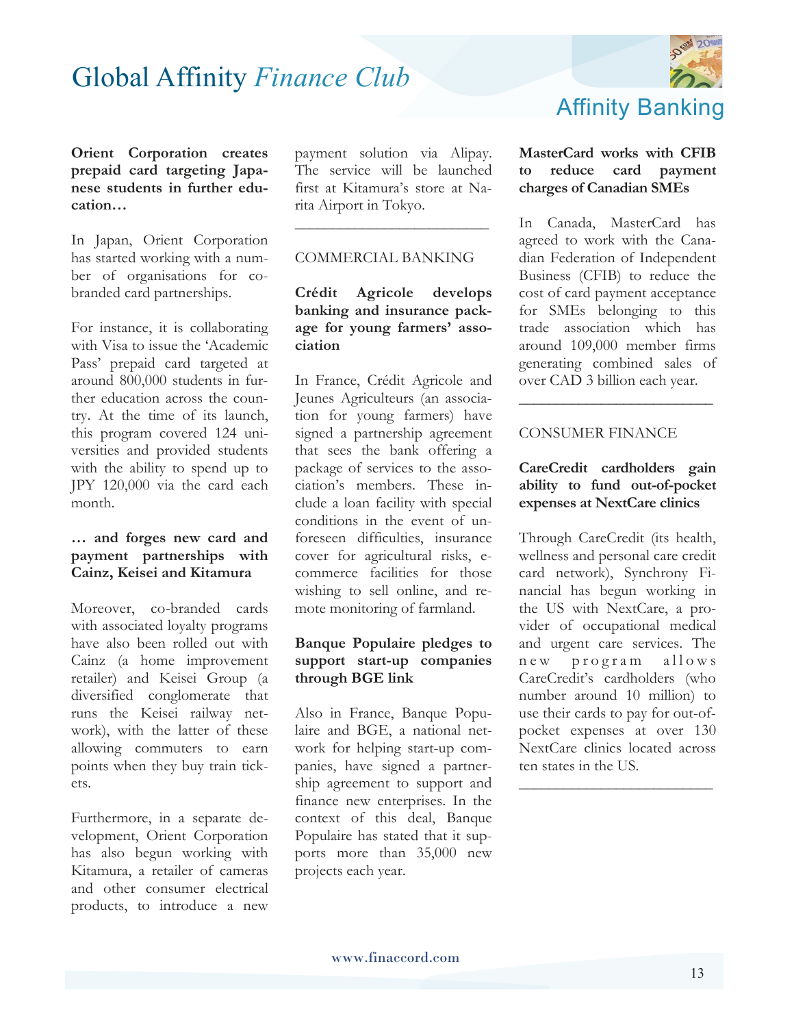**Orient Corporation creates prepaid card targeting Japanese students in further education…**

In Japan, Orient Corporation has started working with a number of organisations for co-branded card partnerships.

For instance, it is collaborating with Visa to issue the 'Academic Pass' prepaid card targeted at around 800,000 students in further education across the country. At the time of its launch, this program covered 124 universities and provided students with the ability to spend up to JPY 120,000 via the card each month.

**… and forges new card and payment partnerships with Cainz, Keisei and Kitamura**

Moreover, co-branded cards with associated loyalty programs have also been rolled out with Cainz (a home improvement retailer) and Keisei Group (a diversified conglomerate that runs the Keisei railway network), with the latter of these allowing commuters to earn points when they buy train tickets.

Furthermore, in a separate development, Orient Corporation has also begun working with Kitamura, a retailer of cameras and other consumer electrical products, to introduce a new payment solution via Alipay. The service will be launched first at Kitamura's store at Narita Airport in Tokyo.

---

## COMMERCIAL BANKING

**Crédit Agricole develops banking and insurance package for young farmers' association**

In France, Crédit Agricole and Jeunes Agriculteurs (an association for young farmers) have signed a partnership agreement that sees the bank offering a package of services to the association's members. These include a loan facility with special conditions in the event of unforeseen difficulties, insurance cover for agricultural risks, e-commerce facilities for those wishing to sell online, and remote monitoring of farmland.

**Banque Populaire pledges to support start-up companies through BGE link**

Also in France, Banque Populaire and BGE, a national network for helping start-up companies, have signed a partnership agreement to support and finance new enterprises. In the context of this deal, Banque Populaire has stated that it supports more than 35,000 new projects each year.

**MasterCard works with CFIB to reduce card payment charges of Canadian SMEs**

In Canada, MasterCard has agreed to work with the Canadian Federation of Independent Business (CFIB) to reduce the cost of card payment acceptance for SMEs belonging to this trade association which has around 109,000 member firms generating combined sales of over CAD 3 billion each year.

---

## CONSUMER FINANCE

**CareCredit cardholders gain ability to fund out-of-pocket expenses at NextCare clinics**

Through CareCredit (its health, wellness and personal care credit card network), Synchrony Financial has begun working in the US with NextCare, a provider of occupational medical and urgent care services. The new program allows CareCredit's cardholders (who number around 10 million) to use their cards to pay for out-of-pocket expenses at over 130 NextCare clinics located across ten states in the US.

---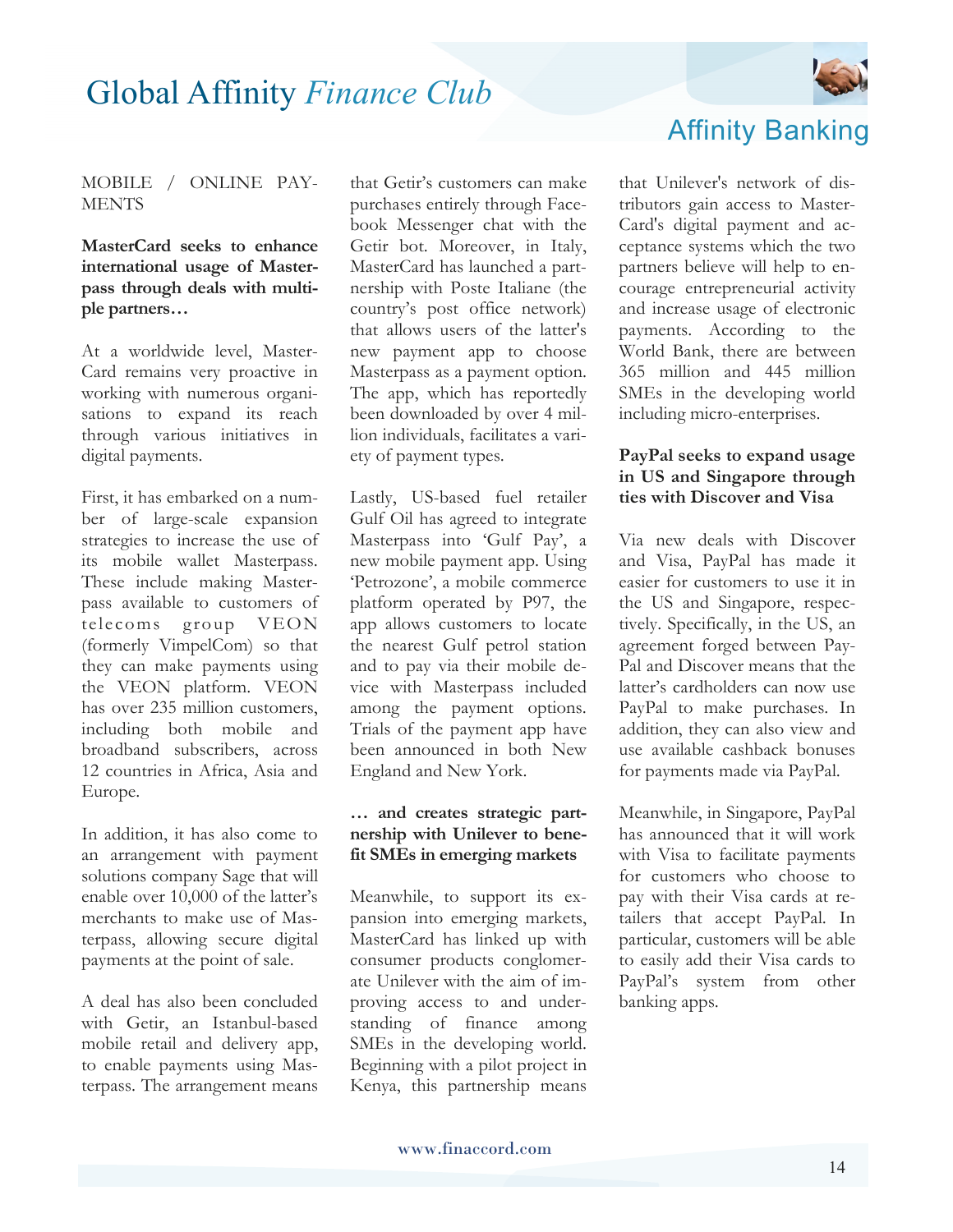MOBILE / ONLINE PAYMENTS

**MasterCard seeks to enhance international usage of Masterpass through deals with multiple partners…**

At a worldwide level, MasterCard remains very proactive in working with numerous organisations to expand its reach through various initiatives in digital payments.

First, it has embarked on a number of large-scale expansion strategies to increase the use of its mobile wallet Masterpass. These include making Masterpass available to customers of telecoms group VEON (formerly VimpelCom) so that they can make payments using the VEON platform. VEON has over 235 million customers, including both mobile and broadband subscribers, across 12 countries in Africa, Asia and Europe.

In addition, it has also come to an arrangement with payment solutions company Sage that will enable over 10,000 of the latter's merchants to make use of Masterpass, allowing secure digital payments at the point of sale.

A deal has also been concluded with Getir, an Istanbul-based mobile retail and delivery app, to enable payments using Masterpass. The arrangement means that Getir's customers can make purchases entirely through Facebook Messenger chat with the Getir bot. Moreover, in Italy, MasterCard has launched a partnership with Poste Italiane (the country's post office network) that allows users of the latter's new payment app to choose Masterpass as a payment option. The app, which has reportedly been downloaded by over 4 million individuals, facilitates a variety of payment types.

Lastly, US-based fuel retailer Gulf Oil has agreed to integrate Masterpass into 'Gulf Pay', a new mobile payment app. Using 'Petrozone', a mobile commerce platform operated by P97, the app allows customers to locate the nearest Gulf petrol station and to pay via their mobile device with Masterpass included among the payment options. Trials of the payment app have been announced in both New England and New York.

**… and creates strategic partnership with Unilever to benefit SMEs in emerging markets**

Meanwhile, to support its expansion into emerging markets, MasterCard has linked up with consumer products conglomerate Unilever with the aim of improving access to and understanding of finance among SMEs in the developing world. Beginning with a pilot project in Kenya, this partnership means that Unilever's network of distributors gain access to MasterCard's digital payment and acceptance systems which the two partners believe will help to encourage entrepreneurial activity and increase usage of electronic payments. According to the World Bank, there are between 365 million and 445 million SMEs in the developing world including micro-enterprises.

**PayPal seeks to expand usage in US and Singapore through ties with Discover and Visa**

Via new deals with Discover and Visa, PayPal has made it easier for customers to use it in the US and Singapore, respectively. Specifically, in the US, an agreement forged between PayPal and Discover means that the latter's cardholders can now use PayPal to make purchases. In addition, they can also view and use available cashback bonuses for payments made via PayPal.

Meanwhile, in Singapore, PayPal has announced that it will work with Visa to facilitate payments for customers who choose to pay with their Visa cards at retailers that accept PayPal. In particular, customers will be able to easily add their Visa cards to PayPal's system from other banking apps.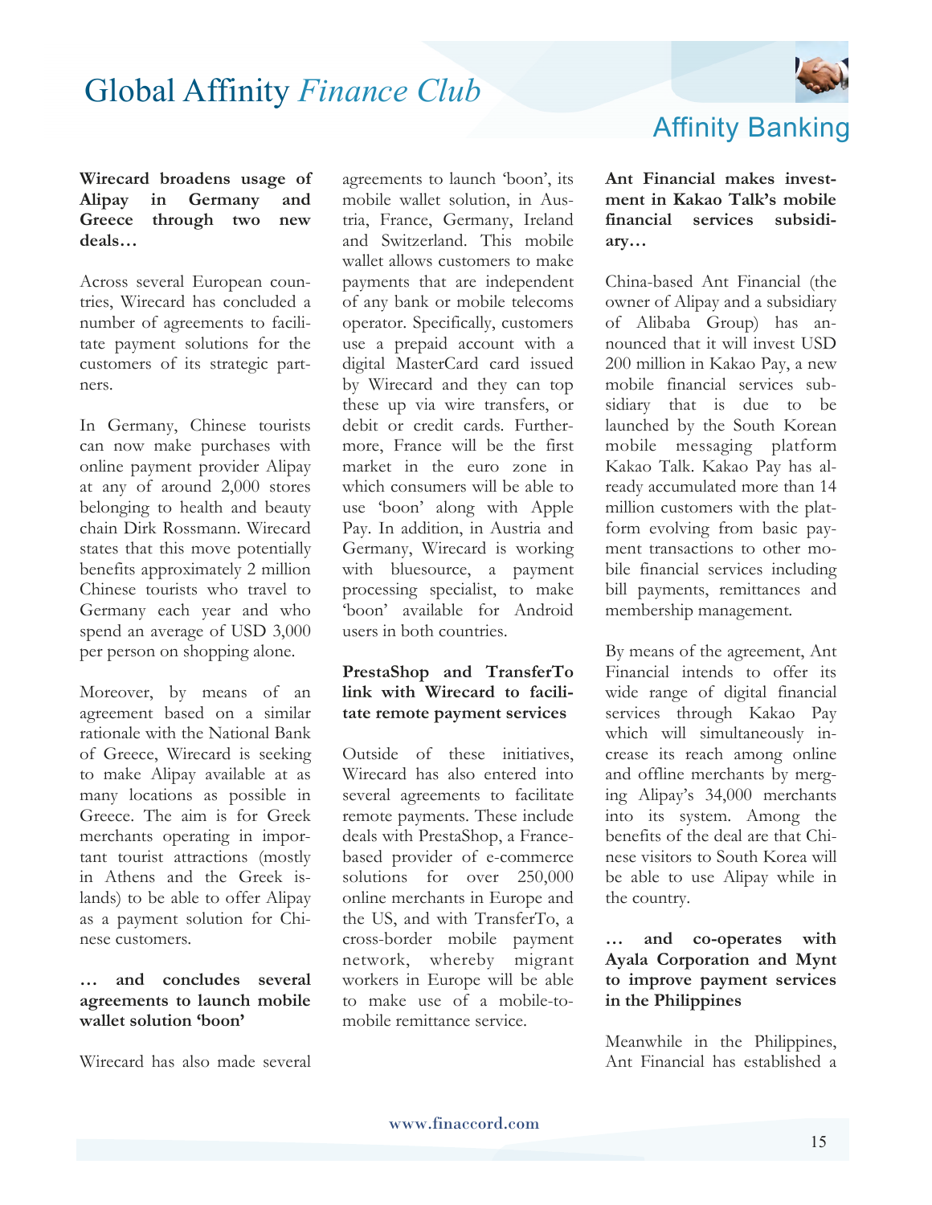### Wirecard broadens usage of Alipay in Germany and Greece through two new deals…

Across several European countries, Wirecard has concluded a number of agreements to facilitate payment solutions for the customers of its strategic partners.

In Germany, Chinese tourists can now make purchases with online payment provider Alipay at any of around 2,000 stores belonging to health and beauty chain Dirk Rossmann. Wirecard states that this move potentially benefits approximately 2 million Chinese tourists who travel to Germany each year and who spend an average of USD 3,000 per person on shopping alone.

Moreover, by means of an agreement based on a similar rationale with the National Bank of Greece, Wirecard is seeking to make Alipay available at as many locations as possible in Greece. The aim is for Greek merchants operating in important tourist attractions (mostly in Athens and the Greek islands) to be able to offer Alipay as a payment solution for Chinese customers.

### … and concludes several agreements to launch mobile wallet solution 'boon'

Wirecard has also made several agreements to launch 'boon', its mobile wallet solution, in Austria, France, Germany, Ireland and Switzerland. This mobile wallet allows customers to make payments that are independent of any bank or mobile telecoms operator. Specifically, customers use a prepaid account with a digital MasterCard card issued by Wirecard and they can top these up via wire transfers, or debit or credit cards. Furthermore, France will be the first market in the euro zone in which consumers will be able to use 'boon' along with Apple Pay. In addition, in Austria and Germany, Wirecard is working with bluesource, a payment processing specialist, to make 'boon' available for Android users in both countries.

### PrestaShop and TransferTo link with Wirecard to facilitate remote payment services

Outside of these initiatives, Wirecard has also entered into several agreements to facilitate remote payments. These include deals with PrestaShop, a France-based provider of e-commerce solutions for over 250,000 online merchants in Europe and the US, and with TransferTo, a cross-border mobile payment network, whereby migrant workers in Europe will be able to make use of a mobile-to-mobile remittance service.

### Ant Financial makes investment in Kakao Talk's mobile financial services subsidiary…

China-based Ant Financial (the owner of Alipay and a subsidiary of Alibaba Group) has announced that it will invest USD 200 million in Kakao Pay, a new mobile financial services subsidiary that is due to be launched by the South Korean mobile messaging platform Kakao Talk. Kakao Pay has already accumulated more than 14 million customers with the platform evolving from basic payment transactions to other mobile financial services including bill payments, remittances and membership management.

By means of the agreement, Ant Financial intends to offer its wide range of digital financial services through Kakao Pay which will simultaneously increase its reach among online and offline merchants by merging Alipay's 34,000 merchants into its system. Among the benefits of the deal are that Chinese visitors to South Korea will be able to use Alipay while in the country.

### … and co-operates with Ayala Corporation and Mynt to improve payment services in the Philippines

Meanwhile in the Philippines, Ant Financial has established a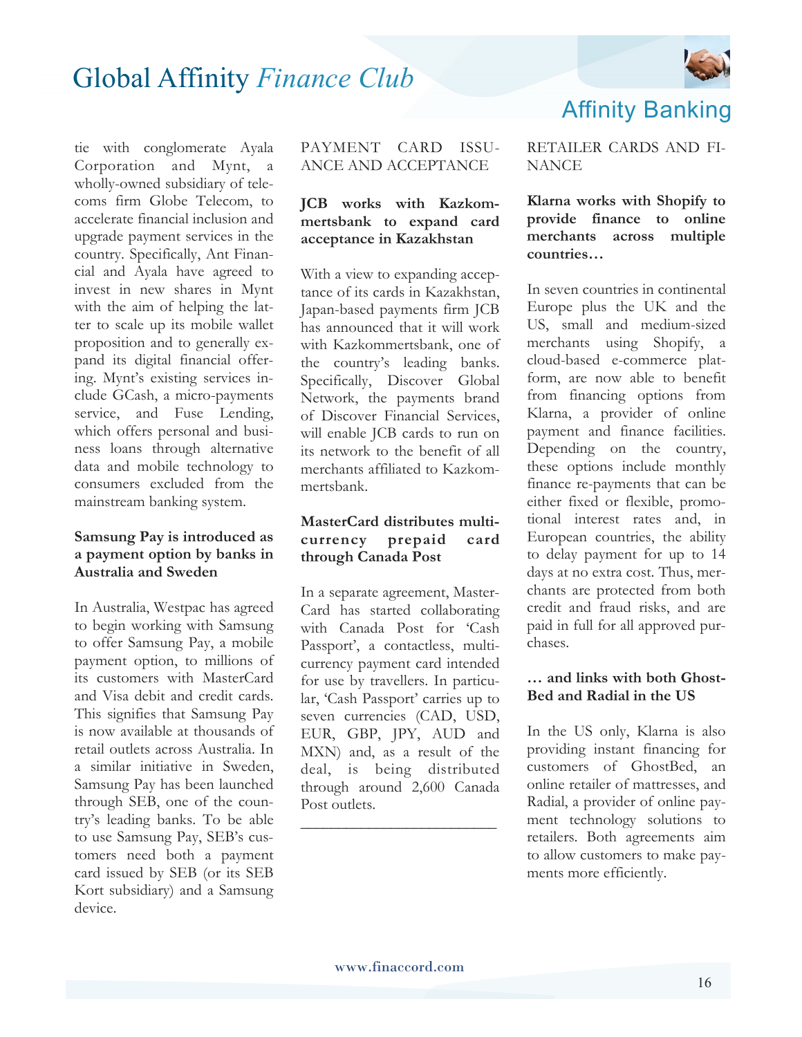tie with conglomerate Ayala Corporation and Mynt, a wholly-owned subsidiary of telecoms firm Globe Telecom, to accelerate financial inclusion and upgrade payment services in the country. Specifically, Ant Financial and Ayala have agreed to invest in new shares in Mynt with the aim of helping the latter to scale up its mobile wallet proposition and to generally expand its digital financial offering. Mynt's existing services include GCash, a micro-payments service, and Fuse Lending, which offers personal and business loans through alternative data and mobile technology to consumers excluded from the mainstream banking system.

**Samsung Pay is introduced as a payment option by banks in Australia and Sweden**

In Australia, Westpac has agreed to begin working with Samsung to offer Samsung Pay, a mobile payment option, to millions of its customers with MasterCard and Visa debit and credit cards. This signifies that Samsung Pay is now available at thousands of retail outlets across Australia. In a similar initiative in Sweden, Samsung Pay has been launched through SEB, one of the country's leading banks. To be able to use Samsung Pay, SEB's customers need both a payment card issued by SEB (or its SEB Kort subsidiary) and a Samsung device.

PAYMENT CARD ISSUANCE AND ACCEPTANCE

**JCB works with Kazkommertsbank to expand card acceptance in Kazakhstan**

With a view to expanding acceptance of its cards in Kazakhstan, Japan-based payments firm JCB has announced that it will work with Kazkommertsbank, one of the country's leading banks. Specifically, Discover Global Network, the payments brand of Discover Financial Services, will enable JCB cards to run on its network to the benefit of all merchants affiliated to Kazkommertsbank.

**MasterCard distributes multi-currency prepaid card through Canada Post**

In a separate agreement, MasterCard has started collaborating with Canada Post for 'Cash Passport', a contactless, multi-currency payment card intended for use by travellers. In particular, 'Cash Passport' carries up to seven currencies (CAD, USD, EUR, GBP, JPY, AUD and MXN) and, as a result of the deal, is being distributed through around 2,600 Canada Post outlets.

---

RETAILER CARDS AND FINANCE

**Klarna works with Shopify to provide finance to online merchants across multiple countries…**

In seven countries in continental Europe plus the UK and the US, small and medium-sized merchants using Shopify, a cloud-based e-commerce platform, are now able to benefit from financing options from Klarna, a provider of online payment and finance facilities. Depending on the country, these options include monthly finance re-payments that can be either fixed or flexible, promotional interest rates and, in European countries, the ability to delay payment for up to 14 days at no extra cost. Thus, merchants are protected from both credit and fraud risks, and are paid in full for all approved purchases.

**… and links with both GhostBed and Radial in the US**

In the US only, Klarna is also providing instant financing for customers of GhostBed, an online retailer of mattresses, and Radial, a provider of online payment technology solutions to retailers. Both agreements aim to allow customers to make payments more efficiently.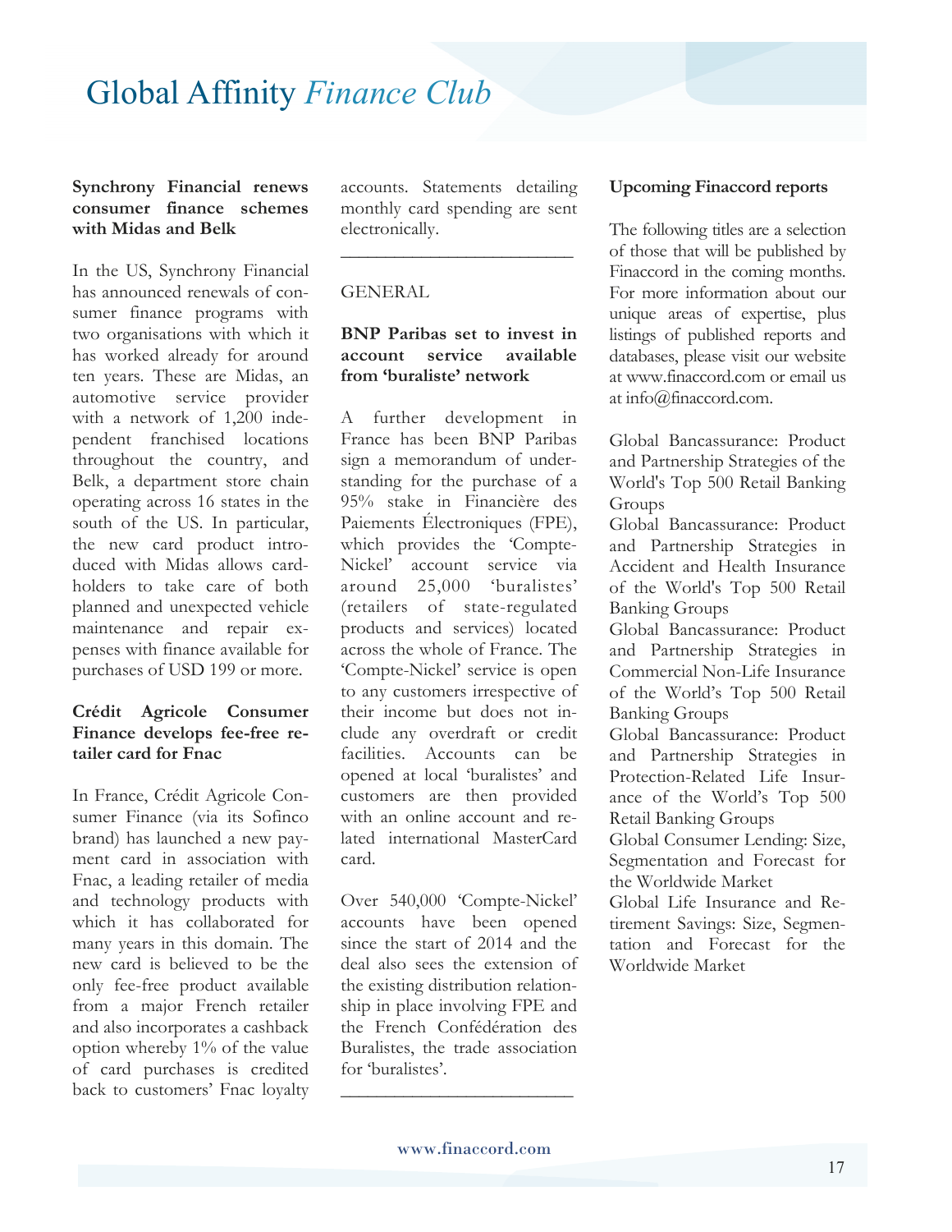**Synchrony Financial renews consumer finance schemes with Midas and Belk**

In the US, Synchrony Financial has announced renewals of consumer finance programs with two organisations with which it has worked already for around ten years. These are Midas, an automotive service provider with a network of 1,200 independent franchised locations throughout the country, and Belk, a department store chain operating across 16 states in the south of the US. In particular, the new card product introduced with Midas allows cardholders to take care of both planned and unexpected vehicle maintenance and repair expenses with finance available for purchases of USD 199 or more.

**Crédit Agricole Consumer Finance develops fee-free retailer card for Fnac**

In France, Crédit Agricole Consumer Finance (via its Sofinco brand) has launched a new payment card in association with Fnac, a leading retailer of media and technology products with which it has collaborated for many years in this domain. The new card is believed to be the only fee-free product available from a major French retailer and also incorporates a cashback option whereby 1% of the value of card purchases is credited back to customers' Fnac loyalty accounts. Statements detailing monthly card spending are sent electronically.

---

GENERAL

**BNP Paribas set to invest in account service available from 'buraliste' network**

A further development in France has been BNP Paribas sign a memorandum of understanding for the purchase of a 95% stake in Financière des Paiements Électroniques (FPE), which provides the 'Compte-Nickel' account service via around 25,000 'buralistes' (retailers of state-regulated products and services) located across the whole of France. The 'Compte-Nickel' service is open to any customers irrespective of their income but does not include any overdraft or credit facilities. Accounts can be opened at local 'buralistes' and customers are then provided with an online account and related international MasterCard card.

Over 540,000 'Compte-Nickel' accounts have been opened since the start of 2014 and the deal also sees the extension of the existing distribution relationship in place involving FPE and the French Confédération des Buralistes, the trade association for 'buralistes'.

---

**Upcoming Finaccord reports**

The following titles are a selection of those that will be published by Finaccord in the coming months. For more information about our unique areas of expertise, plus listings of published reports and databases, please visit our website at www.finaccord.com or email us at info@finaccord.com.

Global Bancassurance: Product and Partnership Strategies of the World's Top 500 Retail Banking Groups

Global Bancassurance: Product and Partnership Strategies in Accident and Health Insurance of the World's Top 500 Retail Banking Groups

Global Bancassurance: Product and Partnership Strategies in Commercial Non-Life Insurance of the World's Top 500 Retail Banking Groups

Global Bancassurance: Product and Partnership Strategies in Protection-Related Life Insurance of the World's Top 500 Retail Banking Groups

Global Consumer Lending: Size, Segmentation and Forecast for the Worldwide Market

Global Life Insurance and Retirement Savings: Size, Segmentation and Forecast for the Worldwide Market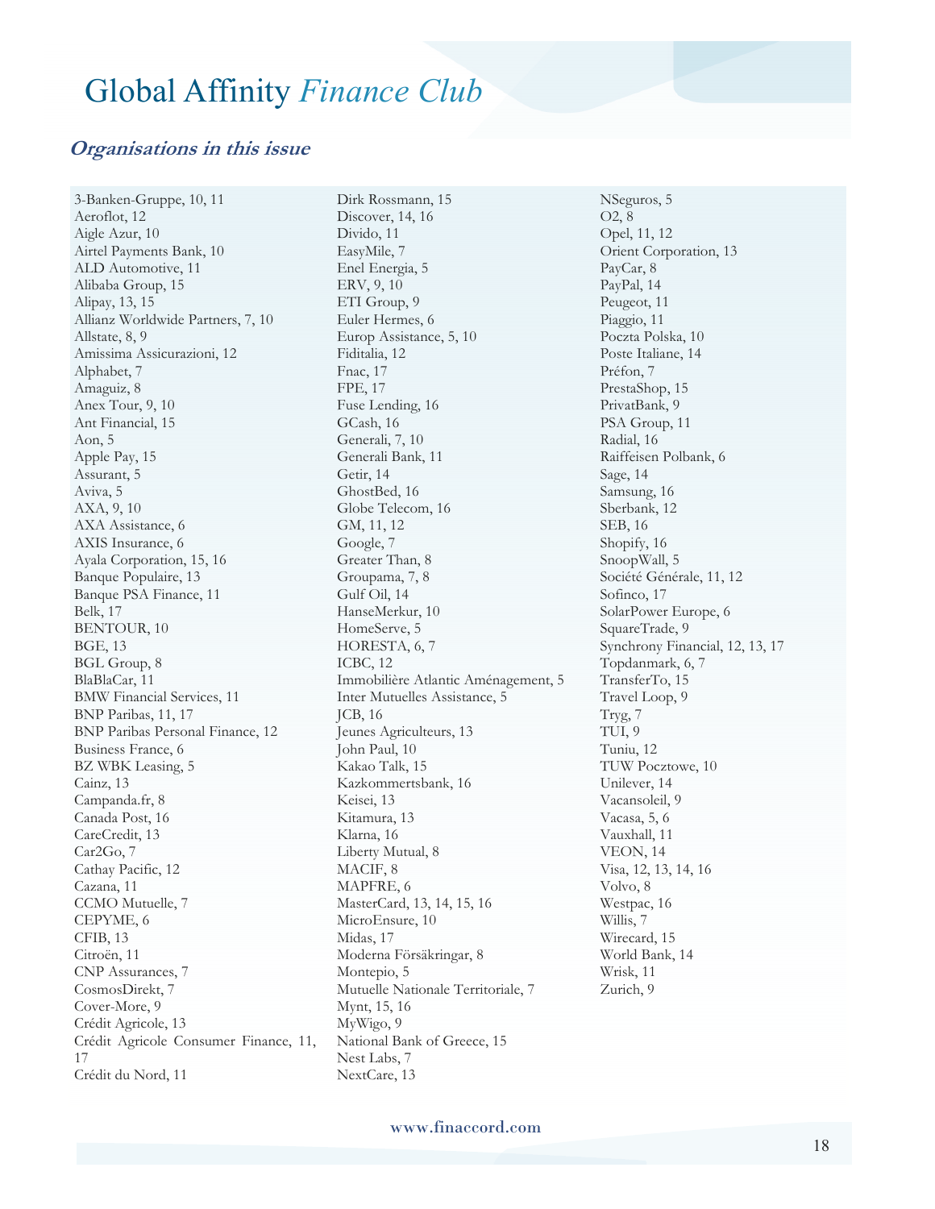# Global Affinity *Finance Club*

### *Organisations in this issue*

3-Banken-Gruppe, 10, 11
Aeroflot, 12
Aigle Azur, 10
Airtel Payments Bank, 10
ALD Automotive, 11
Alibaba Group, 15
Alipay, 13, 15
Allianz Worldwide Partners, 7, 10
Allstate, 8, 9
Amissima Assicurazioni, 12
Alphabet, 7
Amaguiz, 8
Anex Tour, 9, 10
Ant Financial, 15
Aon, 5
Apple Pay, 15
Assurant, 5
Aviva, 5
AXA, 9, 10
AXA Assistance, 6
AXIS Insurance, 6
Ayala Corporation, 15, 16
Banque Populaire, 13
Banque PSA Finance, 11
Belk, 17
BENTOUR, 10
BGE, 13
BGL Group, 8
BlaBlaCar, 11
BMW Financial Services, 11
BNP Paribas, 11, 17
BNP Paribas Personal Finance, 12
Business France, 6
BZ WBK Leasing, 5
Cainz, 13
Campanda.fr, 8
Canada Post, 16
CareCredit, 13
Car2Go, 7
Cathay Pacific, 12
Cazana, 11
CCMO Mutuelle, 7
CEPYME, 6
CFIB, 13
Citroën, 11
CNP Assurances, 7
CosmosDirekt, 7
Cover-More, 9
Crédit Agricole, 13
Crédit Agricole Consumer Finance, 11, 17
Crédit du Nord, 11
Dirk Rossmann, 15
Discover, 14, 16
Divido, 11
EasyMile, 7
Enel Energia, 5
ERV, 9, 10
ETI Group, 9
Euler Hermes, 6
Europ Assistance, 5, 10
Fiditalia, 12
Fnac, 17
FPE, 17
Fuse Lending, 16
GCash, 16
Generali, 7, 10
Generali Bank, 11
Getir, 14
GhostBed, 16
Globe Telecom, 16
GM, 11, 12
Google, 7
Greater Than, 8
Groupama, 7, 8
Gulf Oil, 14
HanseMerkur, 10
HomeServe, 5
HORESTA, 6, 7
ICBC, 12
Immobilière Atlantic Aménagement, 5
Inter Mutuelles Assistance, 5
JCB, 16
Jeunes Agriculteurs, 13
John Paul, 10
Kakao Talk, 15
Kazkommertsbank, 16
Keisei, 13
Kitamura, 13
Klarna, 16
Liberty Mutual, 8
MACIF, 8
MAPFRE, 6
MasterCard, 13, 14, 15, 16
MicroEnsure, 10
Midas, 17
Moderna Försäkringar, 8
Montepio, 5
Mutuelle Nationale Territoriale, 7
Mynt, 15, 16
MyWigo, 9
National Bank of Greece, 15
Nest Labs, 7
NextCare, 13
NSeguros, 5
O2, 8
Opel, 11, 12
Orient Corporation, 13
PayCar, 8
PayPal, 14
Peugeot, 11
Piaggio, 11
Poczta Polska, 10
Poste Italiane, 14
Préfon, 7
PrestaShop, 15
PrivatBank, 9
PSA Group, 11
Radial, 16
Raiffeisen Polbank, 6
Sage, 14
Samsung, 16
Sberbank, 12
SEB, 16
Shopify, 16
SnoopWall, 5
Société Générale, 11, 12
Sofinco, 17
SolarPower Europe, 6
SquareTrade, 9
Synchrony Financial, 12, 13, 17
Topdanmark, 6, 7
TransferTo, 15
Travel Loop, 9
Tryg, 7
TUI, 9
Tuniu, 12
TUW Pocztowe, 10
Unilever, 14
Vacansoleil, 9
Vacasa, 5, 6
Vauxhall, 11
VEON, 14
Visa, 12, 13, 14, 16
Volvo, 8
Westpac, 16
Willis, 7
Wirecard, 15
World Bank, 14
Wrisk, 11
Zurich, 9

www.finaccord.com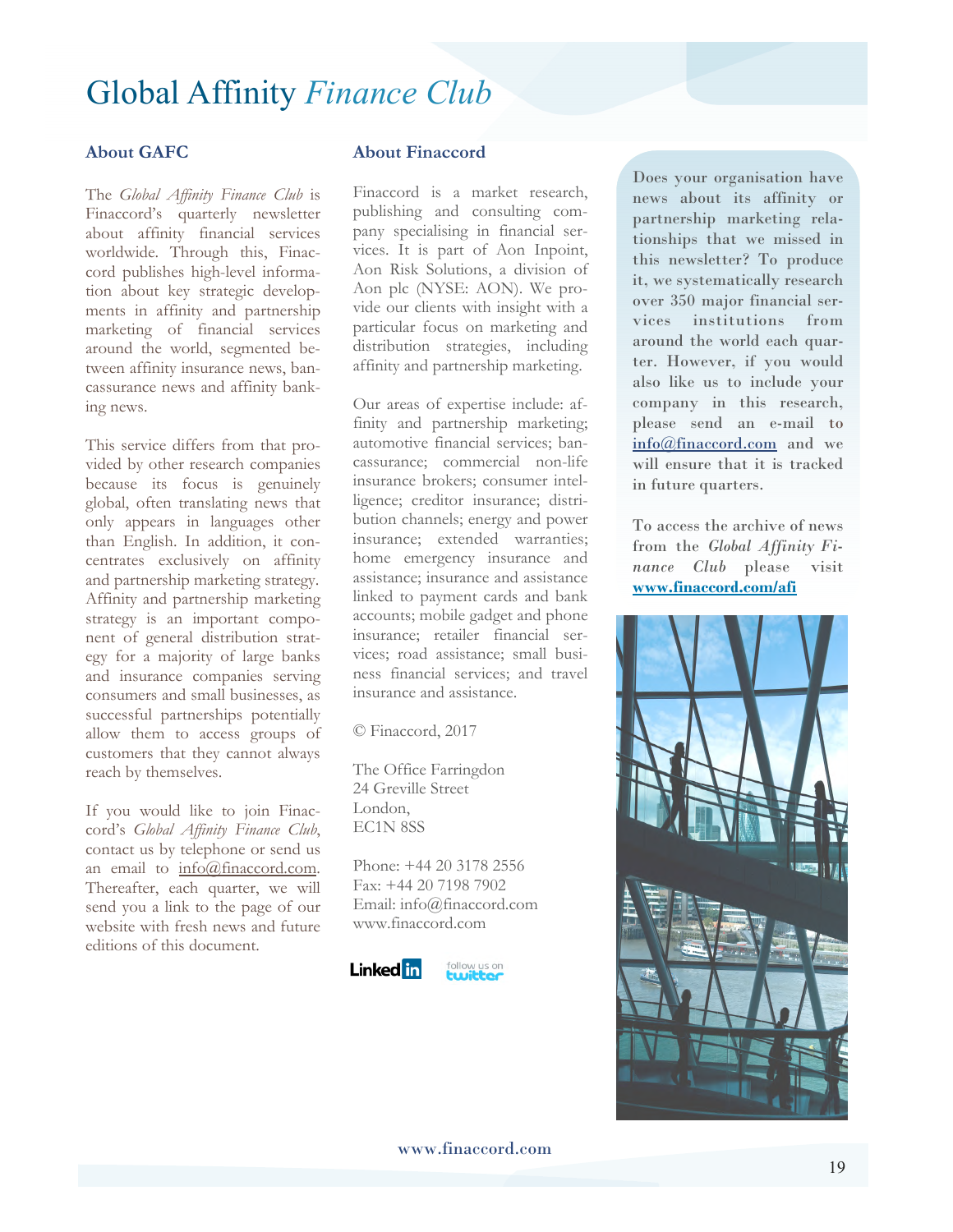# Global Affinity *Finance Club*

### About GAFC

The *Global Affinity Finance Club* is Finaccord's quarterly newsletter about affinity financial services worldwide. Through this, Finaccord publishes high-level information about key strategic developments in affinity and partnership marketing of financial services around the world, segmented between affinity insurance news, bancassurance news and affinity banking news.

This service differs from that provided by other research companies because its focus is genuinely global, often translating news that only appears in languages other than English. In addition, it concentrates exclusively on affinity and partnership marketing strategy. Affinity and partnership marketing strategy is an important component of general distribution strategy for a majority of large banks and insurance companies serving consumers and small businesses, as successful partnerships potentially allow them to access groups of customers that they cannot always reach by themselves.

If you would like to join Finaccord's *Global Affinity Finance Club*, contact us by telephone or send us an email to info@finaccord.com. Thereafter, each quarter, we will send you a link to the page of our website with fresh news and future editions of this document.

### About Finaccord

Finaccord is a market research, publishing and consulting company specialising in financial services. It is part of Aon Inpoint, Aon Risk Solutions, a division of Aon plc (NYSE: AON). We provide our clients with insight with a particular focus on marketing and distribution strategies, including affinity and partnership marketing.

Our areas of expertise include: affinity and partnership marketing; automotive financial services; bancassurance; commercial non-life insurance brokers; consumer intelligence; creditor insurance; distribution channels; energy and power insurance; extended warranties; home emergency insurance and assistance; insurance and assistance linked to payment cards and bank accounts; mobile gadget and phone insurance; retailer financial services; road assistance; small business financial services; and travel insurance and assistance.

© Finaccord, 2017

The Office Farringdon
24 Greville Street
London,
EC1N 8SS

Phone: +44 20 3178 2556
Fax: +44 20 7198 7902
Email: info@finaccord.com
www.finaccord.com

LinkedIn | follow us on twitter

Does your organisation have news about its affinity or partnership marketing relationships that we missed in this newsletter? To produce it, we systematically research over 350 major financial services institutions from around the world each quarter. However, if you would also like us to include your company in this research, please send an e-mail to info@finaccord.com and we will ensure that it is tracked in future quarters.

To access the archive of news from the *Global Affinity Finance Club* please visit **www.finaccord.com/afi**

www.finaccord.com